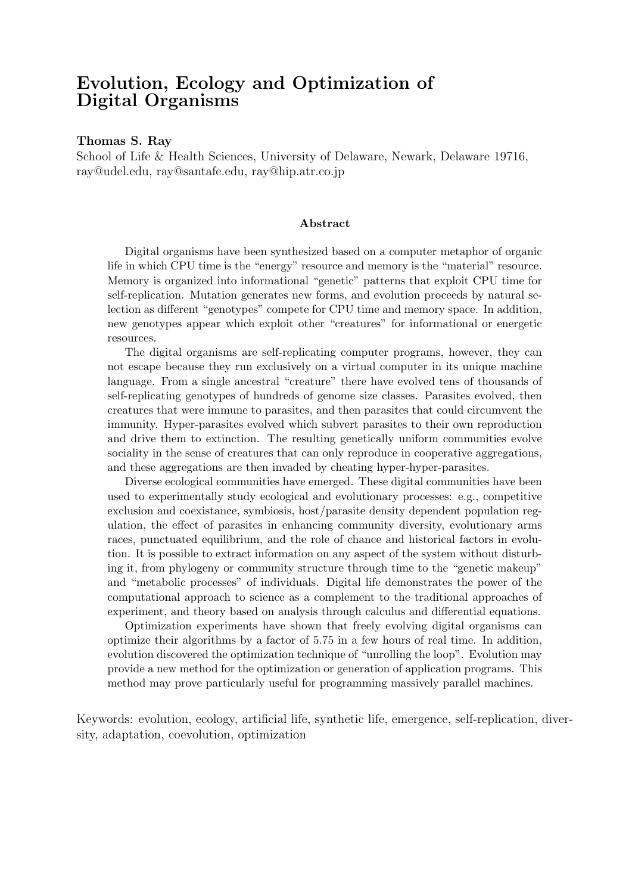# Evolution, Ecology and Optimization of Digital Organisms

**Thomas S. Ray**

School of Life & Health Sciences, University of Delaware, Newark, Delaware 19716, ray@udel.edu, ray@santafe.edu, ray@hip.atr.co.jp

### Abstract

Digital organisms have been synthesized based on a computer metaphor of organic life in which CPU time is the "energy" resource and memory is the "material" resource. Memory is organized into informational "genetic" patterns that exploit CPU time for self-replication. Mutation generates new forms, and evolution proceeds by natural selection as different "genotypes" compete for CPU time and memory space. In addition, new genotypes appear which exploit other "creatures" for informational or energetic resources.

The digital organisms are self-replicating computer programs, however, they can not escape because they run exclusively on a virtual computer in its unique machine language. From a single ancestral "creature" there have evolved tens of thousands of self-replicating genotypes of hundreds of genome size classes. Parasites evolved, then creatures that were immune to parasites, and then parasites that could circumvent the immunity. Hyper-parasites evolved which subvert parasites to their own reproduction and drive them to extinction. The resulting genetically uniform communities evolve sociality in the sense of creatures that can only reproduce in cooperative aggregations, and these aggregations are then invaded by cheating hyper-hyper-parasites.

Diverse ecological communities have emerged. These digital communities have been used to experimentally study ecological and evolutionary processes: e.g., competitive exclusion and coexistance, symbiosis, host/parasite density dependent population regulation, the effect of parasites in enhancing community diversity, evolutionary arms races, punctuated equilibrium, and the role of chance and historical factors in evolution. It is possible to extract information on any aspect of the system without disturbing it, from phylogeny or community structure through time to the "genetic makeup" and "metabolic processes" of individuals. Digital life demonstrates the power of the computational approach to science as a complement to the traditional approaches of experiment, and theory based on analysis through calculus and differential equations.

Optimization experiments have shown that freely evolving digital organisms can optimize their algorithms by a factor of 5.75 in a few hours of real time. In addition, evolution discovered the optimization technique of "unrolling the loop". Evolution may provide a new method for the optimization or generation of application programs. This method may prove particularly useful for programming massively parallel machines.

Keywords: evolution, ecology, artificial life, synthetic life, emergence, self-replication, diversity, adaptation, coevolution, optimization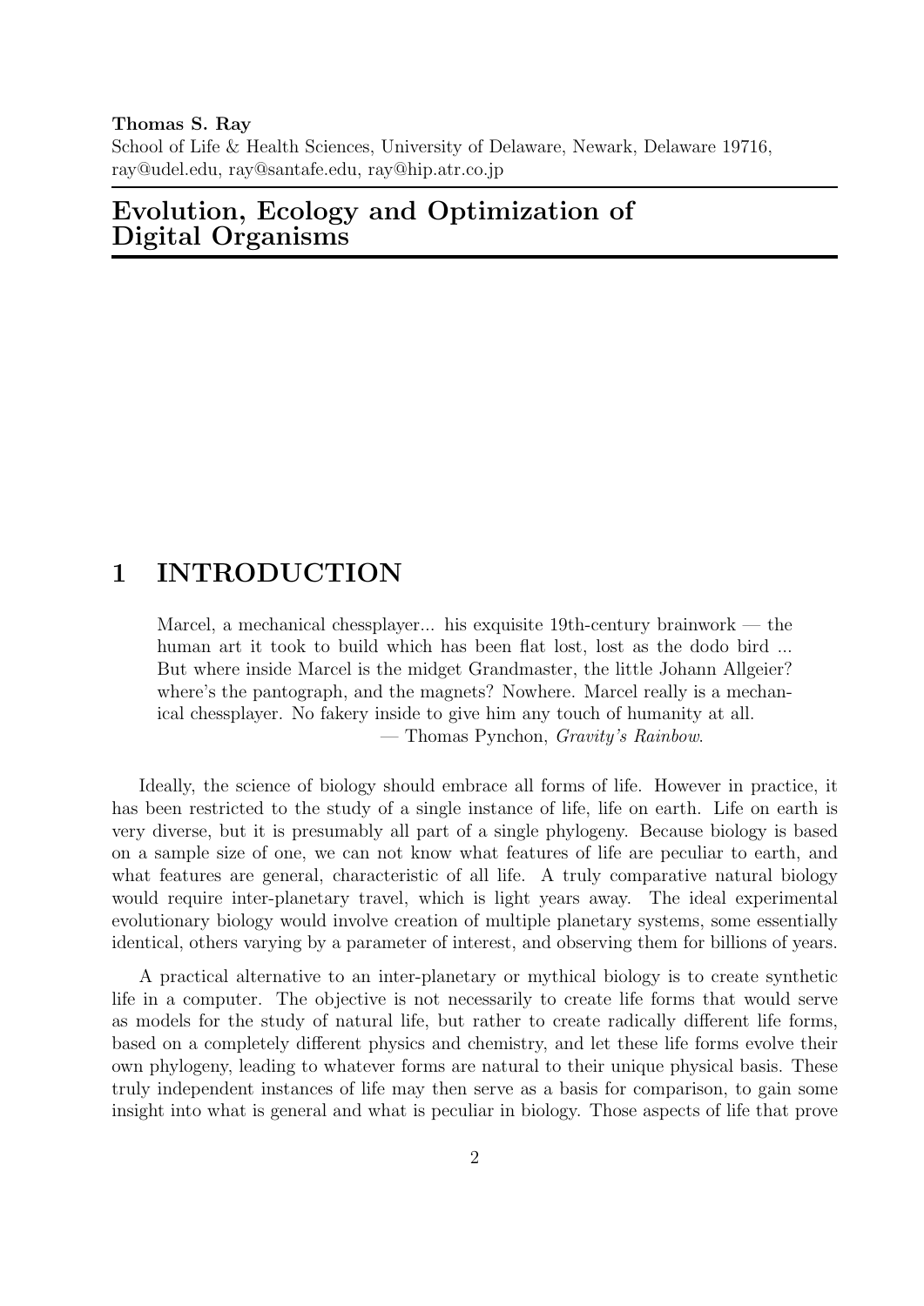**Thomas S. Ray**
School of Life & Health Sciences, University of Delaware, Newark, Delaware 19716, ray@udel.edu, ray@santafe.edu, ray@hip.atr.co.jp

# Evolution, Ecology and Optimization of Digital Organisms

## 1 INTRODUCTION

> Marcel, a mechanical chessplayer... his exquisite 19th-century brainwork — the human art it took to build which has been flat lost, lost as the dodo bird ... But where inside Marcel is the midget Grandmaster, the little Johann Allgeier? where's the pantograph, and the magnets? Nowhere. Marcel really is a mechanical chessplayer. No fakery inside to give him any touch of humanity at all.
> — Thomas Pynchon, *Gravity's Rainbow*.

Ideally, the science of biology should embrace all forms of life. However in practice, it has been restricted to the study of a single instance of life, life on earth. Life on earth is very diverse, but it is presumably all part of a single phylogeny. Because biology is based on a sample size of one, we can not know what features of life are peculiar to earth, and what features are general, characteristic of all life. A truly comparative natural biology would require inter-planetary travel, which is light years away. The ideal experimental evolutionary biology would involve creation of multiple planetary systems, some essentially identical, others varying by a parameter of interest, and observing them for billions of years.

A practical alternative to an inter-planetary or mythical biology is to create synthetic life in a computer. The objective is not necessarily to create life forms that would serve as models for the study of natural life, but rather to create radically different life forms, based on a completely different physics and chemistry, and let these life forms evolve their own phylogeny, leading to whatever forms are natural to their unique physical basis. These truly independent instances of life may then serve as a basis for comparison, to gain some insight into what is general and what is peculiar in biology. Those aspects of life that prove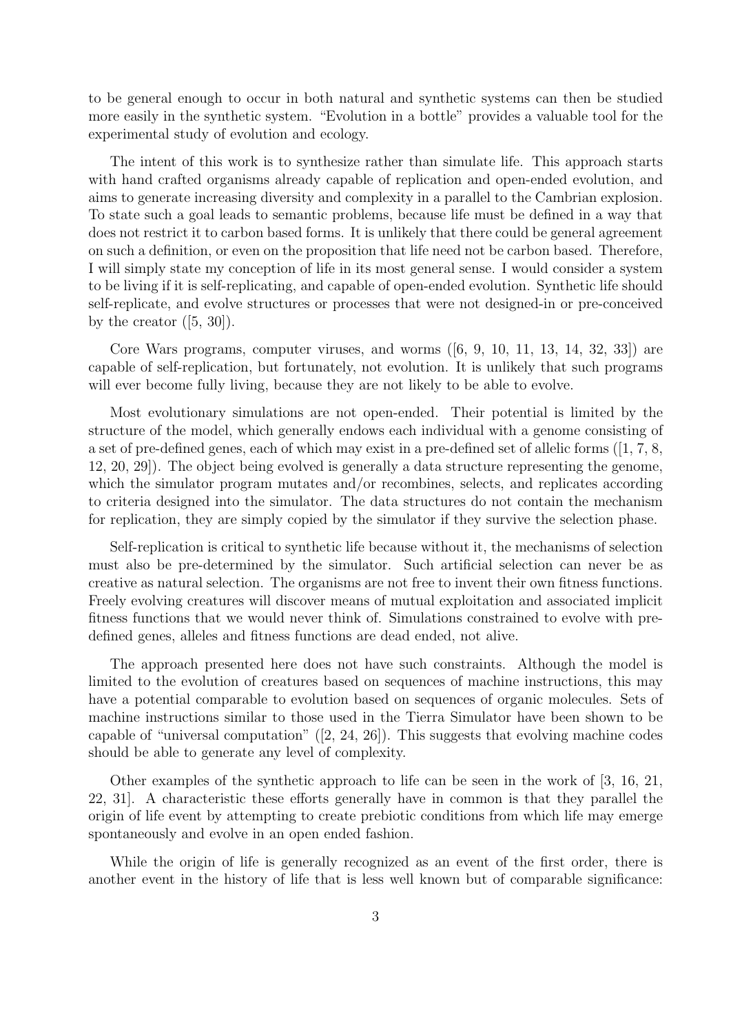to be general enough to occur in both natural and synthetic systems can then be studied more easily in the synthetic system. "Evolution in a bottle" provides a valuable tool for the experimental study of evolution and ecology.

The intent of this work is to synthesize rather than simulate life. This approach starts with hand crafted organisms already capable of replication and open-ended evolution, and aims to generate increasing diversity and complexity in a parallel to the Cambrian explosion. To state such a goal leads to semantic problems, because life must be defined in a way that does not restrict it to carbon based forms. It is unlikely that there could be general agreement on such a definition, or even on the proposition that life need not be carbon based. Therefore, I will simply state my conception of life in its most general sense. I would consider a system to be living if it is self-replicating, and capable of open-ended evolution. Synthetic life should self-replicate, and evolve structures or processes that were not designed-in or pre-conceived by the creator ([5, 30]).

Core Wars programs, computer viruses, and worms ([6, 9, 10, 11, 13, 14, 32, 33]) are capable of self-replication, but fortunately, not evolution. It is unlikely that such programs will ever become fully living, because they are not likely to be able to evolve.

Most evolutionary simulations are not open-ended. Their potential is limited by the structure of the model, which generally endows each individual with a genome consisting of a set of pre-defined genes, each of which may exist in a pre-defined set of allelic forms ([1, 7, 8, 12, 20, 29]). The object being evolved is generally a data structure representing the genome, which the simulator program mutates and/or recombines, selects, and replicates according to criteria designed into the simulator. The data structures do not contain the mechanism for replication, they are simply copied by the simulator if they survive the selection phase.

Self-replication is critical to synthetic life because without it, the mechanisms of selection must also be pre-determined by the simulator. Such artificial selection can never be as creative as natural selection. The organisms are not free to invent their own fitness functions. Freely evolving creatures will discover means of mutual exploitation and associated implicit fitness functions that we would never think of. Simulations constrained to evolve with pre-defined genes, alleles and fitness functions are dead ended, not alive.

The approach presented here does not have such constraints. Although the model is limited to the evolution of creatures based on sequences of machine instructions, this may have a potential comparable to evolution based on sequences of organic molecules. Sets of machine instructions similar to those used in the Tierra Simulator have been shown to be capable of "universal computation" ([2, 24, 26]). This suggests that evolving machine codes should be able to generate any level of complexity.

Other examples of the synthetic approach to life can be seen in the work of [3, 16, 21, 22, 31]. A characteristic these efforts generally have in common is that they parallel the origin of life event by attempting to create prebiotic conditions from which life may emerge spontaneously and evolve in an open ended fashion.

While the origin of life is generally recognized as an event of the first order, there is another event in the history of life that is less well known but of comparable significance: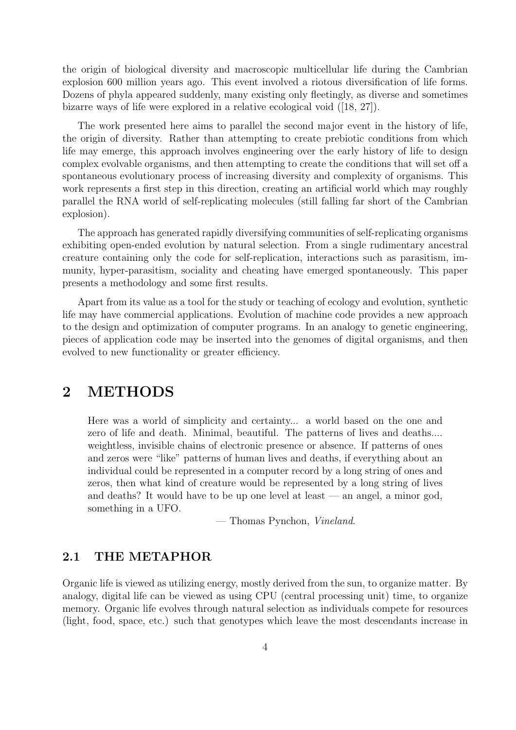the origin of biological diversity and macroscopic multicellular life during the Cambrian explosion 600 million years ago. This event involved a riotous diversification of life forms. Dozens of phyla appeared suddenly, many existing only fleetingly, as diverse and sometimes bizarre ways of life were explored in a relative ecological void ([18, 27]).

The work presented here aims to parallel the second major event in the history of life, the origin of diversity. Rather than attempting to create prebiotic conditions from which life may emerge, this approach involves engineering over the early history of life to design complex evolvable organisms, and then attempting to create the conditions that will set off a spontaneous evolutionary process of increasing diversity and complexity of organisms. This work represents a first step in this direction, creating an artificial world which may roughly parallel the RNA world of self-replicating molecules (still falling far short of the Cambrian explosion).

The approach has generated rapidly diversifying communities of self-replicating organisms exhibiting open-ended evolution by natural selection. From a single rudimentary ancestral creature containing only the code for self-replication, interactions such as parasitism, immunity, hyper-parasitism, sociality and cheating have emerged spontaneously. This paper presents a methodology and some first results.

Apart from its value as a tool for the study or teaching of ecology and evolution, synthetic life may have commercial applications. Evolution of machine code provides a new approach to the design and optimization of computer programs. In an analogy to genetic engineering, pieces of application code may be inserted into the genomes of digital organisms, and then evolved to new functionality or greater efficiency.

# 2 METHODS

> Here was a world of simplicity and certainty... a world based on the one and zero of life and death. Minimal, beautiful. The patterns of lives and deaths.... weightless, invisible chains of electronic presence or absence. If patterns of ones and zeros were "like" patterns of human lives and deaths, if everything about an individual could be represented in a computer record by a long string of ones and zeros, then what kind of creature would be represented by a long string of lives and deaths? It would have to be up one level at least — an angel, a minor god, something in a UFO.
>
> — Thomas Pynchon, *Vineland*.

## 2.1 THE METAPHOR

Organic life is viewed as utilizing energy, mostly derived from the sun, to organize matter. By analogy, digital life can be viewed as using CPU (central processing unit) time, to organize memory. Organic life evolves through natural selection as individuals compete for resources (light, food, space, etc.) such that genotypes which leave the most descendants increase in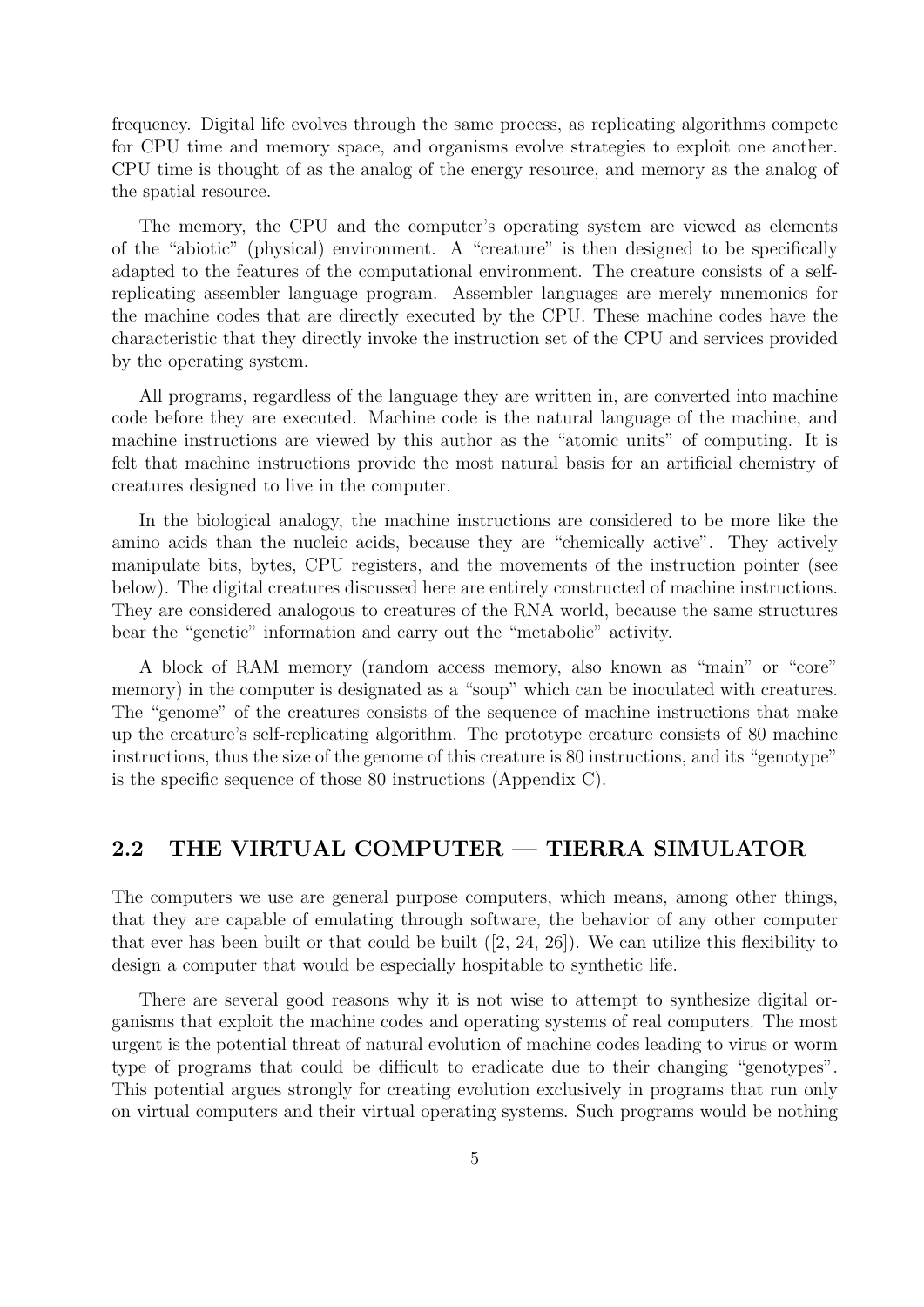frequency. Digital life evolves through the same process, as replicating algorithms compete for CPU time and memory space, and organisms evolve strategies to exploit one another. CPU time is thought of as the analog of the energy resource, and memory as the analog of the spatial resource.

The memory, the CPU and the computer's operating system are viewed as elements of the "abiotic" (physical) environment. A "creature" is then designed to be specifically adapted to the features of the computational environment. The creature consists of a self-replicating assembler language program. Assembler languages are merely mnemonics for the machine codes that are directly executed by the CPU. These machine codes have the characteristic that they directly invoke the instruction set of the CPU and services provided by the operating system.

All programs, regardless of the language they are written in, are converted into machine code before they are executed. Machine code is the natural language of the machine, and machine instructions are viewed by this author as the "atomic units" of computing. It is felt that machine instructions provide the most natural basis for an artificial chemistry of creatures designed to live in the computer.

In the biological analogy, the machine instructions are considered to be more like the amino acids than the nucleic acids, because they are "chemically active". They actively manipulate bits, bytes, CPU registers, and the movements of the instruction pointer (see below). The digital creatures discussed here are entirely constructed of machine instructions. They are considered analogous to creatures of the RNA world, because the same structures bear the "genetic" information and carry out the "metabolic" activity.

A block of RAM memory (random access memory, also known as "main" or "core" memory) in the computer is designated as a "soup" which can be inoculated with creatures. The "genome" of the creatures consists of the sequence of machine instructions that make up the creature's self-replicating algorithm. The prototype creature consists of 80 machine instructions, thus the size of the genome of this creature is 80 instructions, and its "genotype" is the specific sequence of those 80 instructions (Appendix C).

## 2.2 THE VIRTUAL COMPUTER — TIERRA SIMULATOR

The computers we use are general purpose computers, which means, among other things, that they are capable of emulating through software, the behavior of any other computer that ever has been built or that could be built ([2, 24, 26]). We can utilize this flexibility to design a computer that would be especially hospitable to synthetic life.

There are several good reasons why it is not wise to attempt to synthesize digital organisms that exploit the machine codes and operating systems of real computers. The most urgent is the potential threat of natural evolution of machine codes leading to virus or worm type of programs that could be difficult to eradicate due to their changing "genotypes". This potential argues strongly for creating evolution exclusively in programs that run only on virtual computers and their virtual operating systems. Such programs would be nothing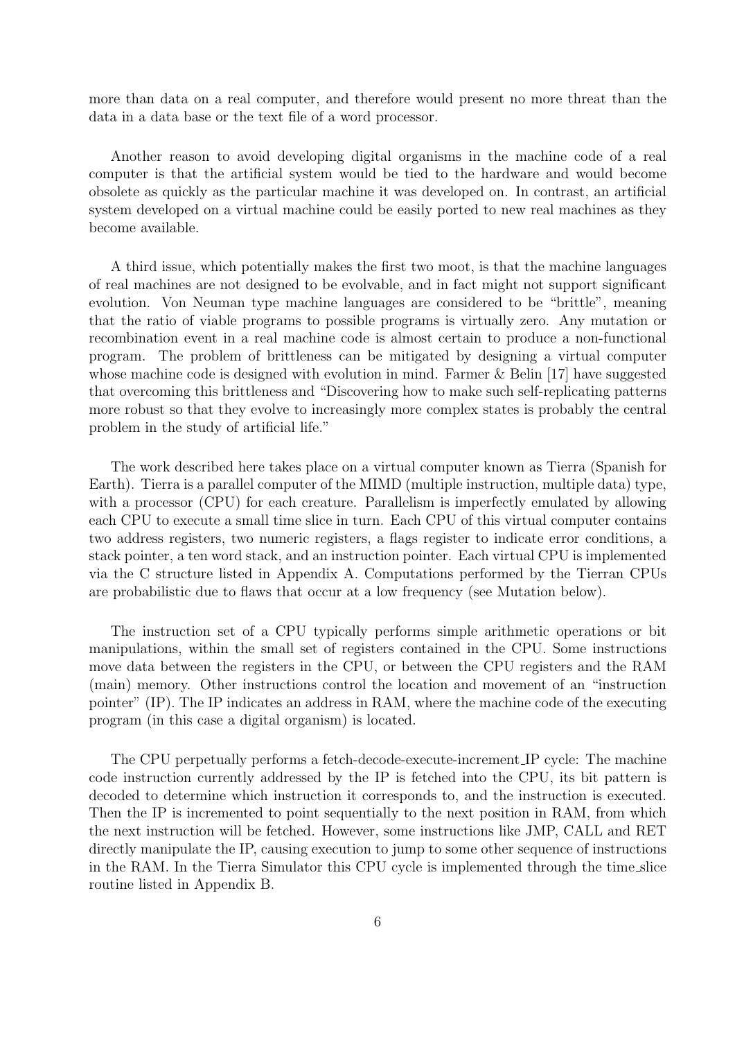more than data on a real computer, and therefore would present no more threat than the data in a data base or the text file of a word processor.

Another reason to avoid developing digital organisms in the machine code of a real computer is that the artificial system would be tied to the hardware and would become obsolete as quickly as the particular machine it was developed on. In contrast, an artificial system developed on a virtual machine could be easily ported to new real machines as they become available.

A third issue, which potentially makes the first two moot, is that the machine languages of real machines are not designed to be evolvable, and in fact might not support significant evolution. Von Neuman type machine languages are considered to be "brittle", meaning that the ratio of viable programs to possible programs is virtually zero. Any mutation or recombination event in a real machine code is almost certain to produce a non-functional program. The problem of brittleness can be mitigated by designing a virtual computer whose machine code is designed with evolution in mind. Farmer & Belin [17] have suggested that overcoming this brittleness and "Discovering how to make such self-replicating patterns more robust so that they evolve to increasingly more complex states is probably the central problem in the study of artificial life."

The work described here takes place on a virtual computer known as Tierra (Spanish for Earth). Tierra is a parallel computer of the MIMD (multiple instruction, multiple data) type, with a processor (CPU) for each creature. Parallelism is imperfectly emulated by allowing each CPU to execute a small time slice in turn. Each CPU of this virtual computer contains two address registers, two numeric registers, a flags register to indicate error conditions, a stack pointer, a ten word stack, and an instruction pointer. Each virtual CPU is implemented via the C structure listed in Appendix A. Computations performed by the Tierran CPUs are probabilistic due to flaws that occur at a low frequency (see Mutation below).

The instruction set of a CPU typically performs simple arithmetic operations or bit manipulations, within the small set of registers contained in the CPU. Some instructions move data between the registers in the CPU, or between the CPU registers and the RAM (main) memory. Other instructions control the location and movement of an "instruction pointer" (IP). The IP indicates an address in RAM, where the machine code of the executing program (in this case a digital organism) is located.

The CPU perpetually performs a fetch-decode-execute-increment_IP cycle: The machine code instruction currently addressed by the IP is fetched into the CPU, its bit pattern is decoded to determine which instruction it corresponds to, and the instruction is executed. Then the IP is incremented to point sequentially to the next position in RAM, from which the next instruction will be fetched. However, some instructions like JMP, CALL and RET directly manipulate the IP, causing execution to jump to some other sequence of instructions in the RAM. In the Tierra Simulator this CPU cycle is implemented through the time_slice routine listed in Appendix B.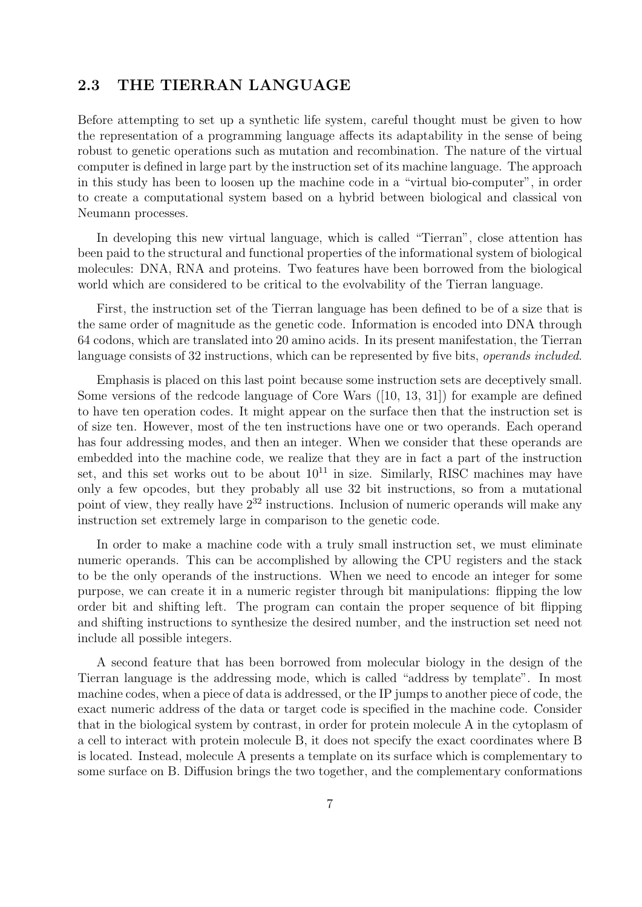## 2.3 THE TIERRAN LANGUAGE

Before attempting to set up a synthetic life system, careful thought must be given to how the representation of a programming language affects its adaptability in the sense of being robust to genetic operations such as mutation and recombination. The nature of the virtual computer is defined in large part by the instruction set of its machine language. The approach in this study has been to loosen up the machine code in a "virtual bio-computer", in order to create a computational system based on a hybrid between biological and classical von Neumann processes.

In developing this new virtual language, which is called "Tierran", close attention has been paid to the structural and functional properties of the informational system of biological molecules: DNA, RNA and proteins. Two features have been borrowed from the biological world which are considered to be critical to the evolvability of the Tierran language.

First, the instruction set of the Tierran language has been defined to be of a size that is the same order of magnitude as the genetic code. Information is encoded into DNA through 64 codons, which are translated into 20 amino acids. In its present manifestation, the Tierran language consists of 32 instructions, which can be represented by five bits, *operands included*.

Emphasis is placed on this last point because some instruction sets are deceptively small. Some versions of the redcode language of Core Wars ([10, 13, 31]) for example are defined to have ten operation codes. It might appear on the surface then that the instruction set is of size ten. However, most of the ten instructions have one or two operands. Each operand has four addressing modes, and then an integer. When we consider that these operands are embedded into the machine code, we realize that they are in fact a part of the instruction set, and this set works out to be about $10^{11}$ in size. Similarly, RISC machines may have only a few opcodes, but they probably all use 32 bit instructions, so from a mutational point of view, they really have $2^{32}$ instructions. Inclusion of numeric operands will make any instruction set extremely large in comparison to the genetic code.

In order to make a machine code with a truly small instruction set, we must eliminate numeric operands. This can be accomplished by allowing the CPU registers and the stack to be the only operands of the instructions. When we need to encode an integer for some purpose, we can create it in a numeric register through bit manipulations: flipping the low order bit and shifting left. The program can contain the proper sequence of bit flipping and shifting instructions to synthesize the desired number, and the instruction set need not include all possible integers.

A second feature that has been borrowed from molecular biology in the design of the Tierran language is the addressing mode, which is called "address by template". In most machine codes, when a piece of data is addressed, or the IP jumps to another piece of code, the exact numeric address of the data or target code is specified in the machine code. Consider that in the biological system by contrast, in order for protein molecule A in the cytoplasm of a cell to interact with protein molecule B, it does not specify the exact coordinates where B is located. Instead, molecule A presents a template on its surface which is complementary to some surface on B. Diffusion brings the two together, and the complementary conformations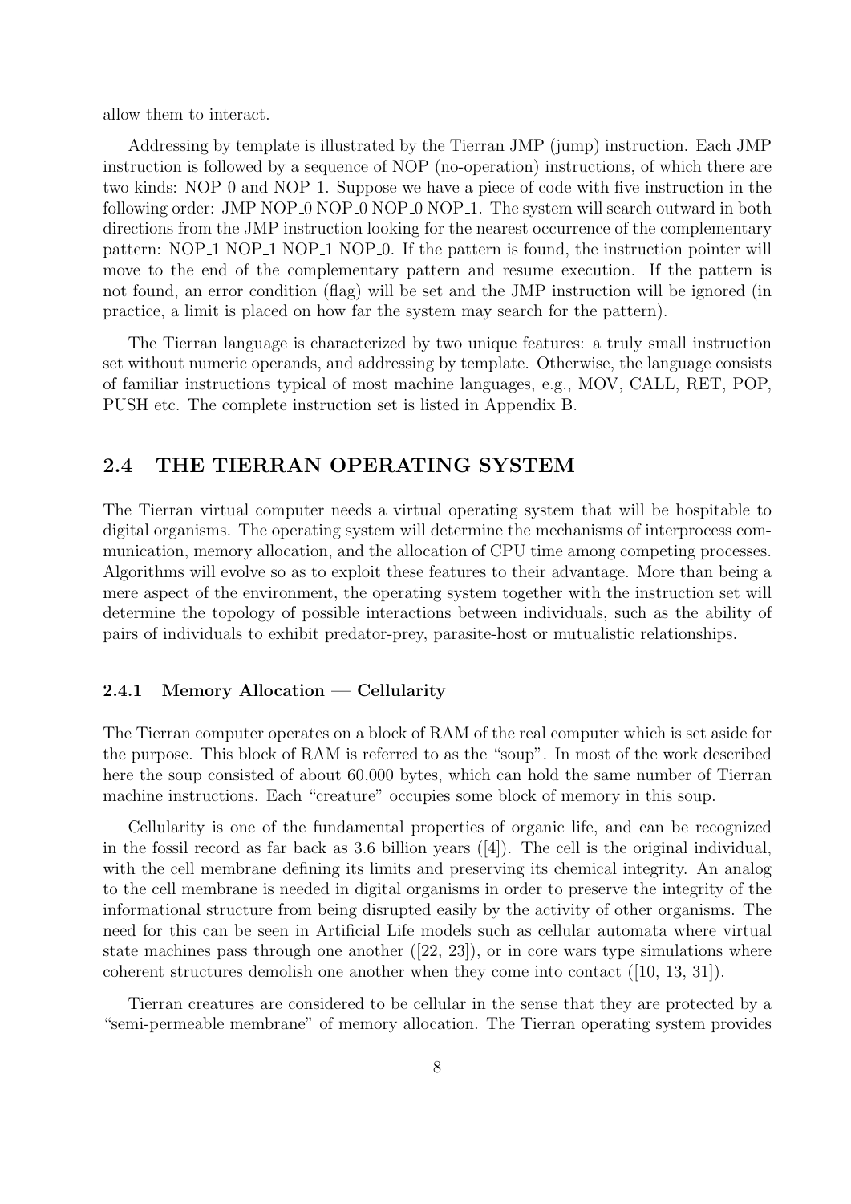allow them to interact.

Addressing by template is illustrated by the Tierran JMP (jump) instruction. Each JMP instruction is followed by a sequence of NOP (no-operation) instructions, of which there are two kinds: NOP_0 and NOP_1. Suppose we have a piece of code with five instruction in the following order: JMP NOP_0 NOP_0 NOP_0 NOP_1. The system will search outward in both directions from the JMP instruction looking for the nearest occurrence of the complementary pattern: NOP_1 NOP_1 NOP_1 NOP_0. If the pattern is found, the instruction pointer will move to the end of the complementary pattern and resume execution. If the pattern is not found, an error condition (flag) will be set and the JMP instruction will be ignored (in practice, a limit is placed on how far the system may search for the pattern).

The Tierran language is characterized by two unique features: a truly small instruction set without numeric operands, and addressing by template. Otherwise, the language consists of familiar instructions typical of most machine languages, e.g., MOV, CALL, RET, POP, PUSH etc. The complete instruction set is listed in Appendix B.

## 2.4 THE TIERRAN OPERATING SYSTEM

The Tierran virtual computer needs a virtual operating system that will be hospitable to digital organisms. The operating system will determine the mechanisms of interprocess communication, memory allocation, and the allocation of CPU time among competing processes. Algorithms will evolve so as to exploit these features to their advantage. More than being a mere aspect of the environment, the operating system together with the instruction set will determine the topology of possible interactions between individuals, such as the ability of pairs of individuals to exhibit predator-prey, parasite-host or mutualistic relationships.

### 2.4.1 Memory Allocation — Cellularity

The Tierran computer operates on a block of RAM of the real computer which is set aside for the purpose. This block of RAM is referred to as the "soup". In most of the work described here the soup consisted of about 60,000 bytes, which can hold the same number of Tierran machine instructions. Each "creature" occupies some block of memory in this soup.

Cellularity is one of the fundamental properties of organic life, and can be recognized in the fossil record as far back as 3.6 billion years ([4]). The cell is the original individual, with the cell membrane defining its limits and preserving its chemical integrity. An analog to the cell membrane is needed in digital organisms in order to preserve the integrity of the informational structure from being disrupted easily by the activity of other organisms. The need for this can be seen in Artificial Life models such as cellular automata where virtual state machines pass through one another ([22, 23]), or in core wars type simulations where coherent structures demolish one another when they come into contact ([10, 13, 31]).

Tierran creatures are considered to be cellular in the sense that they are protected by a "semi-permeable membrane" of memory allocation. The Tierran operating system provides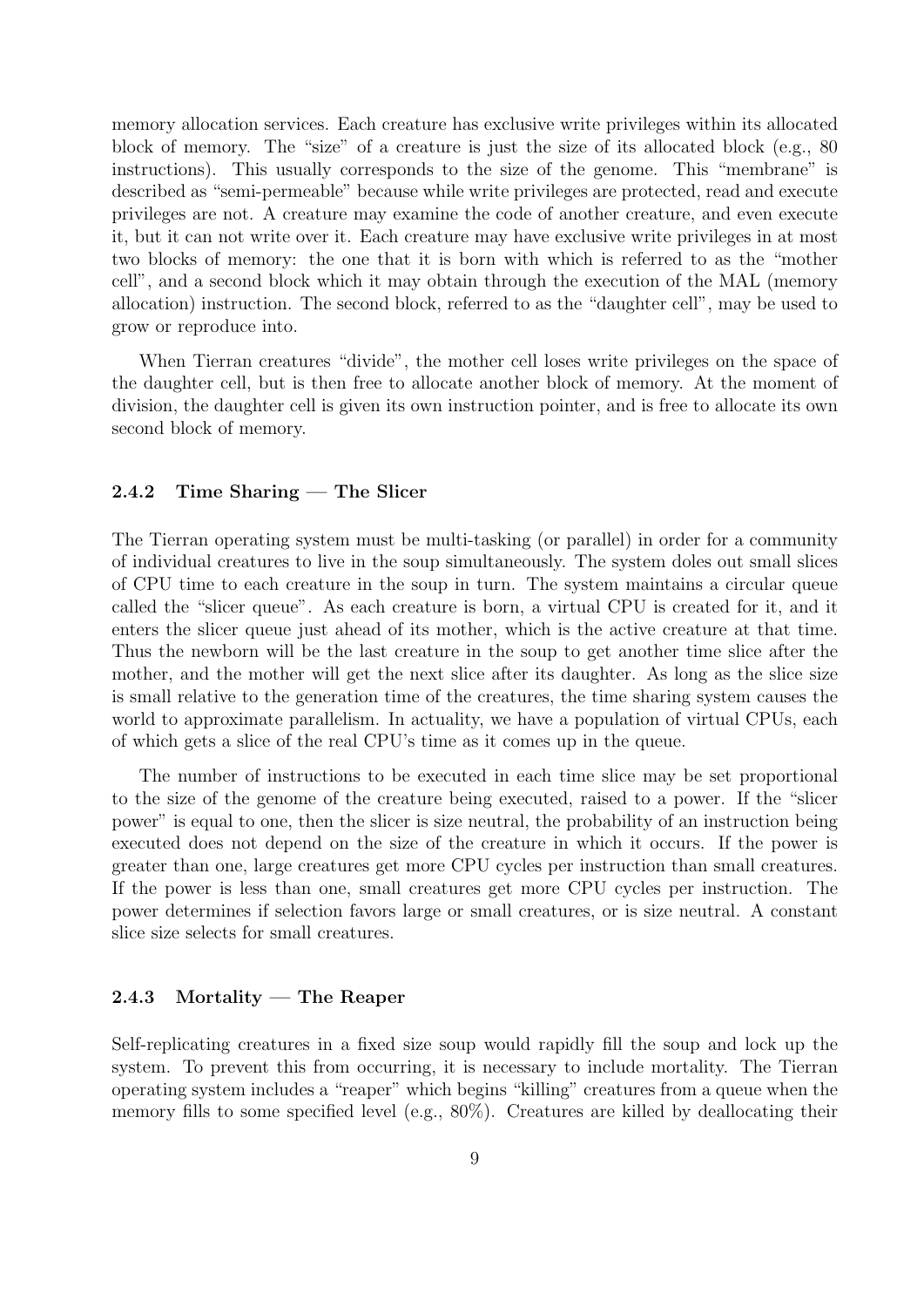memory allocation services. Each creature has exclusive write privileges within its allocated block of memory. The "size" of a creature is just the size of its allocated block (e.g., 80 instructions). This usually corresponds to the size of the genome. This "membrane" is described as "semi-permeable" because while write privileges are protected, read and execute privileges are not. A creature may examine the code of another creature, and even execute it, but it can not write over it. Each creature may have exclusive write privileges in at most two blocks of memory: the one that it is born with which is referred to as the "mother cell", and a second block which it may obtain through the execution of the MAL (memory allocation) instruction. The second block, referred to as the "daughter cell", may be used to grow or reproduce into.

When Tierran creatures "divide", the mother cell loses write privileges on the space of the daughter cell, but is then free to allocate another block of memory. At the moment of division, the daughter cell is given its own instruction pointer, and is free to allocate its own second block of memory.

### 2.4.2 Time Sharing — The Slicer

The Tierran operating system must be multi-tasking (or parallel) in order for a community of individual creatures to live in the soup simultaneously. The system doles out small slices of CPU time to each creature in the soup in turn. The system maintains a circular queue called the "slicer queue". As each creature is born, a virtual CPU is created for it, and it enters the slicer queue just ahead of its mother, which is the active creature at that time. Thus the newborn will be the last creature in the soup to get another time slice after the mother, and the mother will get the next slice after its daughter. As long as the slice size is small relative to the generation time of the creatures, the time sharing system causes the world to approximate parallelism. In actuality, we have a population of virtual CPUs, each of which gets a slice of the real CPU's time as it comes up in the queue.

The number of instructions to be executed in each time slice may be set proportional to the size of the genome of the creature being executed, raised to a power. If the "slicer power" is equal to one, then the slicer is size neutral, the probability of an instruction being executed does not depend on the size of the creature in which it occurs. If the power is greater than one, large creatures get more CPU cycles per instruction than small creatures. If the power is less than one, small creatures get more CPU cycles per instruction. The power determines if selection favors large or small creatures, or is size neutral. A constant slice size selects for small creatures.

### 2.4.3 Mortality — The Reaper

Self-replicating creatures in a fixed size soup would rapidly fill the soup and lock up the system. To prevent this from occurring, it is necessary to include mortality. The Tierran operating system includes a "reaper" which begins "killing" creatures from a queue when the memory fills to some specified level (e.g., 80%). Creatures are killed by deallocating their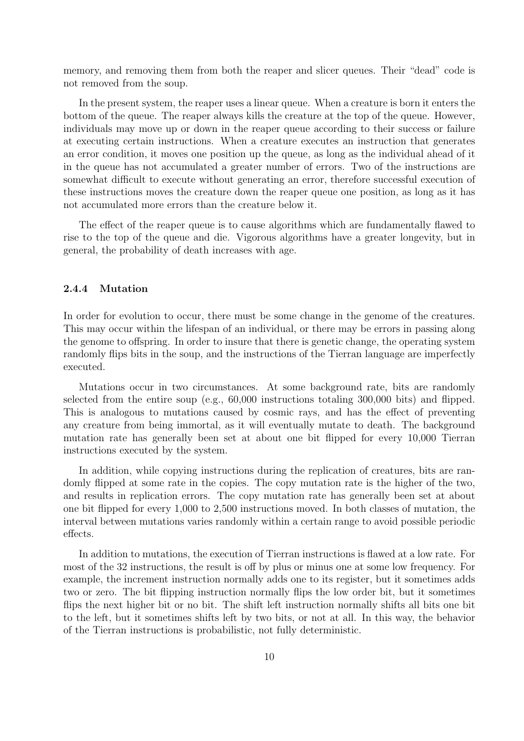memory, and removing them from both the reaper and slicer queues. Their "dead" code is not removed from the soup.

In the present system, the reaper uses a linear queue. When a creature is born it enters the bottom of the queue. The reaper always kills the creature at the top of the queue. However, individuals may move up or down in the reaper queue according to their success or failure at executing certain instructions. When a creature executes an instruction that generates an error condition, it moves one position up the queue, as long as the individual ahead of it in the queue has not accumulated a greater number of errors. Two of the instructions are somewhat difficult to execute without generating an error, therefore successful execution of these instructions moves the creature down the reaper queue one position, as long as it has not accumulated more errors than the creature below it.

The effect of the reaper queue is to cause algorithms which are fundamentally flawed to rise to the top of the queue and die. Vigorous algorithms have a greater longevity, but in general, the probability of death increases with age.

### 2.4.4 Mutation

In order for evolution to occur, there must be some change in the genome of the creatures. This may occur within the lifespan of an individual, or there may be errors in passing along the genome to offspring. In order to insure that there is genetic change, the operating system randomly flips bits in the soup, and the instructions of the Tierran language are imperfectly executed.

Mutations occur in two circumstances. At some background rate, bits are randomly selected from the entire soup (e.g., 60,000 instructions totaling 300,000 bits) and flipped. This is analogous to mutations caused by cosmic rays, and has the effect of preventing any creature from being immortal, as it will eventually mutate to death. The background mutation rate has generally been set at about one bit flipped for every 10,000 Tierran instructions executed by the system.

In addition, while copying instructions during the replication of creatures, bits are randomly flipped at some rate in the copies. The copy mutation rate is the higher of the two, and results in replication errors. The copy mutation rate has generally been set at about one bit flipped for every 1,000 to 2,500 instructions moved. In both classes of mutation, the interval between mutations varies randomly within a certain range to avoid possible periodic effects.

In addition to mutations, the execution of Tierran instructions is flawed at a low rate. For most of the 32 instructions, the result is off by plus or minus one at some low frequency. For example, the increment instruction normally adds one to its register, but it sometimes adds two or zero. The bit flipping instruction normally flips the low order bit, but it sometimes flips the next higher bit or no bit. The shift left instruction normally shifts all bits one bit to the left, but it sometimes shifts left by two bits, or not at all. In this way, the behavior of the Tierran instructions is probabilistic, not fully deterministic.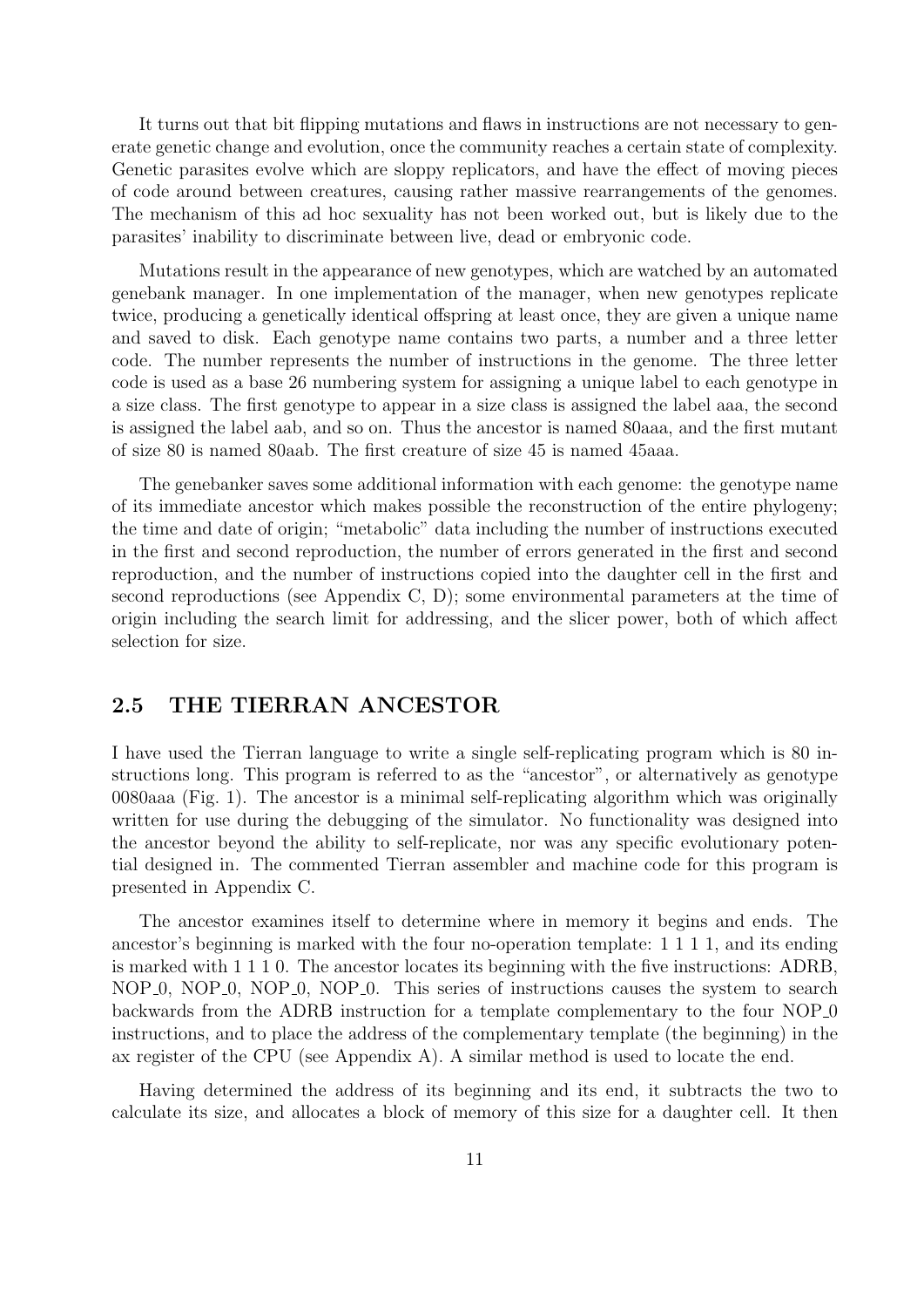It turns out that bit flipping mutations and flaws in instructions are not necessary to generate genetic change and evolution, once the community reaches a certain state of complexity. Genetic parasites evolve which are sloppy replicators, and have the effect of moving pieces of code around between creatures, causing rather massive rearrangements of the genomes. The mechanism of this ad hoc sexuality has not been worked out, but is likely due to the parasites' inability to discriminate between live, dead or embryonic code.

Mutations result in the appearance of new genotypes, which are watched by an automated genebank manager. In one implementation of the manager, when new genotypes replicate twice, producing a genetically identical offspring at least once, they are given a unique name and saved to disk. Each genotype name contains two parts, a number and a three letter code. The number represents the number of instructions in the genome. The three letter code is used as a base 26 numbering system for assigning a unique label to each genotype in a size class. The first genotype to appear in a size class is assigned the label aaa, the second is assigned the label aab, and so on. Thus the ancestor is named 80aaa, and the first mutant of size 80 is named 80aab. The first creature of size 45 is named 45aaa.

The genebanker saves some additional information with each genome: the genotype name of its immediate ancestor which makes possible the reconstruction of the entire phylogeny; the time and date of origin; "metabolic" data including the number of instructions executed in the first and second reproduction, the number of errors generated in the first and second reproduction, and the number of instructions copied into the daughter cell in the first and second reproductions (see Appendix C, D); some environmental parameters at the time of origin including the search limit for addressing, and the slicer power, both of which affect selection for size.

## 2.5 THE TIERRAN ANCESTOR

I have used the Tierran language to write a single self-replicating program which is 80 instructions long. This program is referred to as the "ancestor", or alternatively as genotype 0080aaa (Fig. 1). The ancestor is a minimal self-replicating algorithm which was originally written for use during the debugging of the simulator. No functionality was designed into the ancestor beyond the ability to self-replicate, nor was any specific evolutionary potential designed in. The commented Tierran assembler and machine code for this program is presented in Appendix C.

The ancestor examines itself to determine where in memory it begins and ends. The ancestor's beginning is marked with the four no-operation template: 1 1 1 1, and its ending is marked with 1 1 1 0. The ancestor locates its beginning with the five instructions: ADRB, NOP_0, NOP_0, NOP_0, NOP_0. This series of instructions causes the system to search backwards from the ADRB instruction for a template complementary to the four NOP_0 instructions, and to place the address of the complementary template (the beginning) in the ax register of the CPU (see Appendix A). A similar method is used to locate the end.

Having determined the address of its beginning and its end, it subtracts the two to calculate its size, and allocates a block of memory of this size for a daughter cell. It then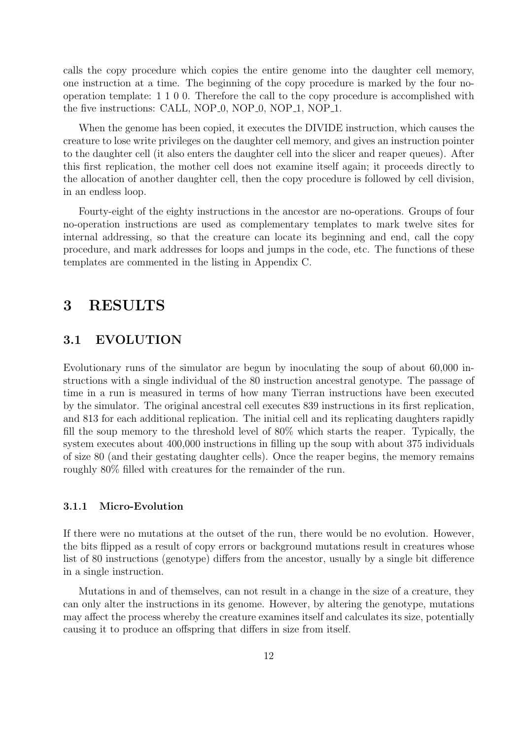calls the copy procedure which copies the entire genome into the daughter cell memory, one instruction at a time. The beginning of the copy procedure is marked by the four no-operation template: 1 1 0 0. Therefore the call to the copy procedure is accomplished with the five instructions: CALL, NOP_0, NOP_0, NOP_1, NOP_1.

When the genome has been copied, it executes the DIVIDE instruction, which causes the creature to lose write privileges on the daughter cell memory, and gives an instruction pointer to the daughter cell (it also enters the daughter cell into the slicer and reaper queues). After this first replication, the mother cell does not examine itself again; it proceeds directly to the allocation of another daughter cell, then the copy procedure is followed by cell division, in an endless loop.

Fourty-eight of the eighty instructions in the ancestor are no-operations. Groups of four no-operation instructions are used as complementary templates to mark twelve sites for internal addressing, so that the creature can locate its beginning and end, call the copy procedure, and mark addresses for loops and jumps in the code, etc. The functions of these templates are commented in the listing in Appendix C.

# 3 RESULTS

## 3.1 EVOLUTION

Evolutionary runs of the simulator are begun by inoculating the soup of about 60,000 instructions with a single individual of the 80 instruction ancestral genotype. The passage of time in a run is measured in terms of how many Tierran instructions have been executed by the simulator. The original ancestral cell executes 839 instructions in its first replication, and 813 for each additional replication. The initial cell and its replicating daughters rapidly fill the soup memory to the threshold level of 80% which starts the reaper. Typically, the system executes about 400,000 instructions in filling up the soup with about 375 individuals of size 80 (and their gestating daughter cells). Once the reaper begins, the memory remains roughly 80% filled with creatures for the remainder of the run.

### 3.1.1 Micro-Evolution

If there were no mutations at the outset of the run, there would be no evolution. However, the bits flipped as a result of copy errors or background mutations result in creatures whose list of 80 instructions (genotype) differs from the ancestor, usually by a single bit difference in a single instruction.

Mutations in and of themselves, can not result in a change in the size of a creature, they can only alter the instructions in its genome. However, by altering the genotype, mutations may affect the process whereby the creature examines itself and calculates its size, potentially causing it to produce an offspring that differs in size from itself.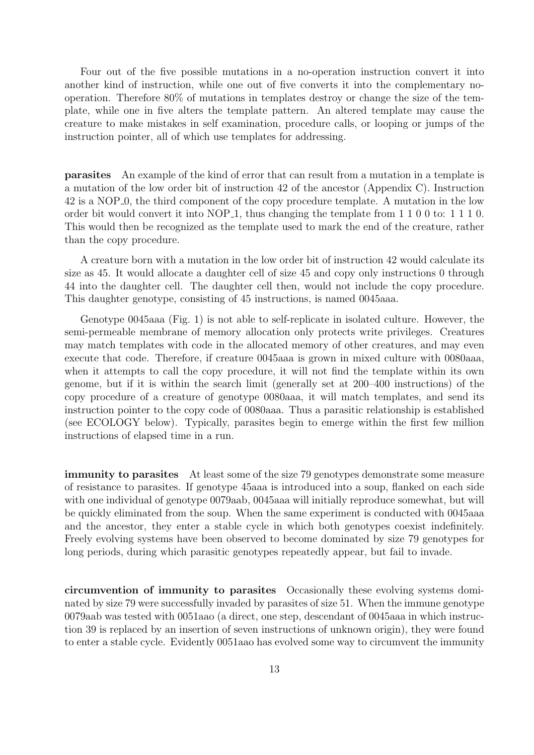Four out of the five possible mutations in a no-operation instruction convert it into another kind of instruction, while one out of five converts it into the complementary no-operation. Therefore 80% of mutations in templates destroy or change the size of the template, while one in five alters the template pattern. An altered template may cause the creature to make mistakes in self examination, procedure calls, or looping or jumps of the instruction pointer, all of which use templates for addressing.

**parasites** An example of the kind of error that can result from a mutation in a template is a mutation of the low order bit of instruction 42 of the ancestor (Appendix C). Instruction 42 is a NOP_0, the third component of the copy procedure template. A mutation in the low order bit would convert it into NOP_1, thus changing the template from 1 1 0 0 to: 1 1 1 0. This would then be recognized as the template used to mark the end of the creature, rather than the copy procedure.

A creature born with a mutation in the low order bit of instruction 42 would calculate its size as 45. It would allocate a daughter cell of size 45 and copy only instructions 0 through 44 into the daughter cell. The daughter cell then, would not include the copy procedure. This daughter genotype, consisting of 45 instructions, is named 0045aaa.

Genotype 0045aaa (Fig. 1) is not able to self-replicate in isolated culture. However, the semi-permeable membrane of memory allocation only protects write privileges. Creatures may match templates with code in the allocated memory of other creatures, and may even execute that code. Therefore, if creature 0045aaa is grown in mixed culture with 0080aaa, when it attempts to call the copy procedure, it will not find the template within its own genome, but if it is within the search limit (generally set at 200–400 instructions) of the copy procedure of a creature of genotype 0080aaa, it will match templates, and send its instruction pointer to the copy code of 0080aaa. Thus a parasitic relationship is established (see ECOLOGY below). Typically, parasites begin to emerge within the first few million instructions of elapsed time in a run.

**immunity to parasites** At least some of the size 79 genotypes demonstrate some measure of resistance to parasites. If genotype 45aaa is introduced into a soup, flanked on each side with one individual of genotype 0079aab, 0045aaa will initially reproduce somewhat, but will be quickly eliminated from the soup. When the same experiment is conducted with 0045aaa and the ancestor, they enter a stable cycle in which both genotypes coexist indefinitely. Freely evolving systems have been observed to become dominated by size 79 genotypes for long periods, during which parasitic genotypes repeatedly appear, but fail to invade.

**circumvention of immunity to parasites** Occasionally these evolving systems dominated by size 79 were successfully invaded by parasites of size 51. When the immune genotype 0079aab was tested with 0051aao (a direct, one step, descendant of 0045aaa in which instruction 39 is replaced by an insertion of seven instructions of unknown origin), they were found to enter a stable cycle. Evidently 0051aao has evolved some way to circumvent the immunity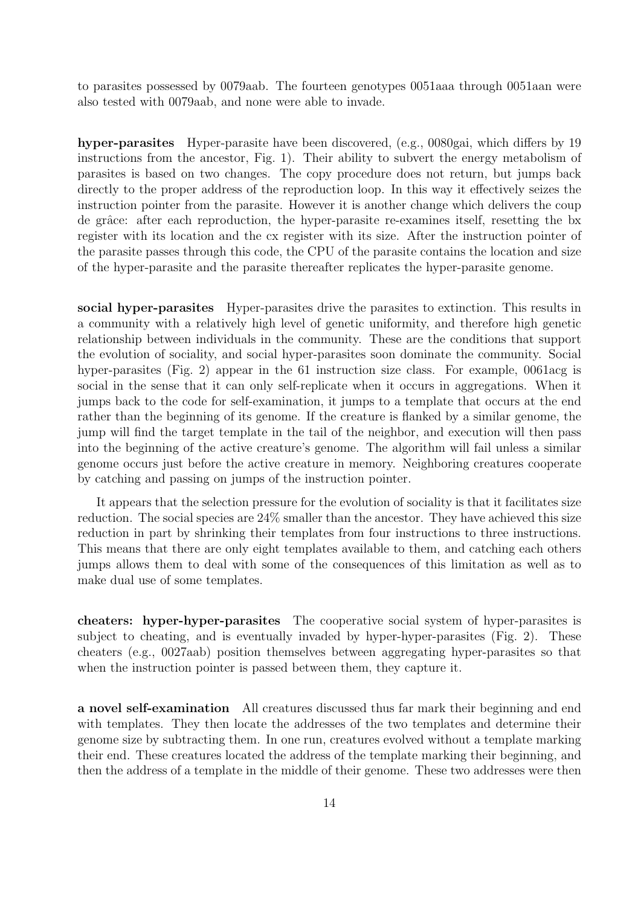to parasites possessed by 0079aab. The fourteen genotypes 0051aaa through 0051aan were also tested with 0079aab, and none were able to invade.

**hyper-parasites** Hyper-parasite have been discovered, (e.g., 0080gai, which differs by 19 instructions from the ancestor, Fig. 1). Their ability to subvert the energy metabolism of parasites is based on two changes. The copy procedure does not return, but jumps back directly to the proper address of the reproduction loop. In this way it effectively seizes the instruction pointer from the parasite. However it is another change which delivers the coup de grâce: after each reproduction, the hyper-parasite re-examines itself, resetting the bx register with its location and the cx register with its size. After the instruction pointer of the parasite passes through this code, the CPU of the parasite contains the location and size of the hyper-parasite and the parasite thereafter replicates the hyper-parasite genome.

**social hyper-parasites** Hyper-parasites drive the parasites to extinction. This results in a community with a relatively high level of genetic uniformity, and therefore high genetic relationship between individuals in the community. These are the conditions that support the evolution of sociality, and social hyper-parasites soon dominate the community. Social hyper-parasites (Fig. 2) appear in the 61 instruction size class. For example, 0061acg is social in the sense that it can only self-replicate when it occurs in aggregations. When it jumps back to the code for self-examination, it jumps to a template that occurs at the end rather than the beginning of its genome. If the creature is flanked by a similar genome, the jump will find the target template in the tail of the neighbor, and execution will then pass into the beginning of the active creature's genome. The algorithm will fail unless a similar genome occurs just before the active creature in memory. Neighboring creatures cooperate by catching and passing on jumps of the instruction pointer.

It appears that the selection pressure for the evolution of sociality is that it facilitates size reduction. The social species are 24% smaller than the ancestor. They have achieved this size reduction in part by shrinking their templates from four instructions to three instructions. This means that there are only eight templates available to them, and catching each others jumps allows them to deal with some of the consequences of this limitation as well as to make dual use of some templates.

**cheaters: hyper-hyper-parasites** The cooperative social system of hyper-parasites is subject to cheating, and is eventually invaded by hyper-hyper-parasites (Fig. 2). These cheaters (e.g., 0027aab) position themselves between aggregating hyper-parasites so that when the instruction pointer is passed between them, they capture it.

**a novel self-examination** All creatures discussed thus far mark their beginning and end with templates. They then locate the addresses of the two templates and determine their genome size by subtracting them. In one run, creatures evolved without a template marking their end. These creatures located the address of the template marking their beginning, and then the address of a template in the middle of their genome. These two addresses were then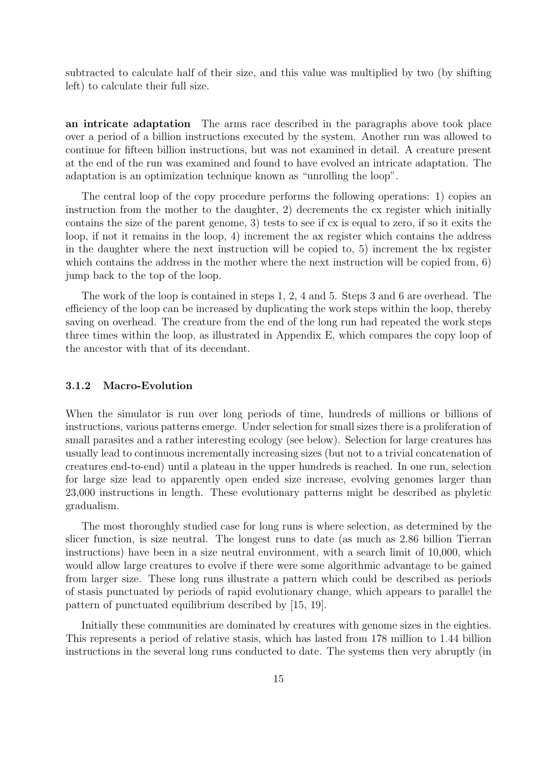subtracted to calculate half of their size, and this value was multiplied by two (by shifting left) to calculate their full size.

**an intricate adaptation** The arms race described in the paragraphs above took place over a period of a billion instructions executed by the system. Another run was allowed to continue for fifteen billion instructions, but was not examined in detail. A creature present at the end of the run was examined and found to have evolved an intricate adaptation. The adaptation is an optimization technique known as "unrolling the loop".

The central loop of the copy procedure performs the following operations: 1) copies an instruction from the mother to the daughter, 2) decrements the cx register which initially contains the size of the parent genome, 3) tests to see if cx is equal to zero, if so it exits the loop, if not it remains in the loop, 4) increment the ax register which contains the address in the daughter where the next instruction will be copied to, 5) increment the bx register which contains the address in the mother where the next instruction will be copied from, 6) jump back to the top of the loop.

The work of the loop is contained in steps 1, 2, 4 and 5. Steps 3 and 6 are overhead. The efficiency of the loop can be increased by duplicating the work steps within the loop, thereby saving on overhead. The creature from the end of the long run had repeated the work steps three times within the loop, as illustrated in Appendix E, which compares the copy loop of the ancestor with that of its decendant.

### 3.1.2 Macro-Evolution

When the simulator is run over long periods of time, hundreds of millions or billions of instructions, various patterns emerge. Under selection for small sizes there is a proliferation of small parasites and a rather interesting ecology (see below). Selection for large creatures has usually lead to continuous incrementally increasing sizes (but not to a trivial concatenation of creatures end-to-end) until a plateau in the upper hundreds is reached. In one run, selection for large size lead to apparently open ended size increase, evolving genomes larger than 23,000 instructions in length. These evolutionary patterns might be described as phyletic gradualism.

The most thoroughly studied case for long runs is where selection, as determined by the slicer function, is size neutral. The longest runs to date (as much as 2.86 billion Tierran instructions) have been in a size neutral environment, with a search limit of 10,000, which would allow large creatures to evolve if there were some algorithmic advantage to be gained from larger size. These long runs illustrate a pattern which could be described as periods of stasis punctuated by periods of rapid evolutionary change, which appears to parallel the pattern of punctuated equilibrium described by [15, 19].

Initially these communities are dominated by creatures with genome sizes in the eighties. This represents a period of relative stasis, which has lasted from 178 million to 1.44 billion instructions in the several long runs conducted to date. The systems then very abruptly (in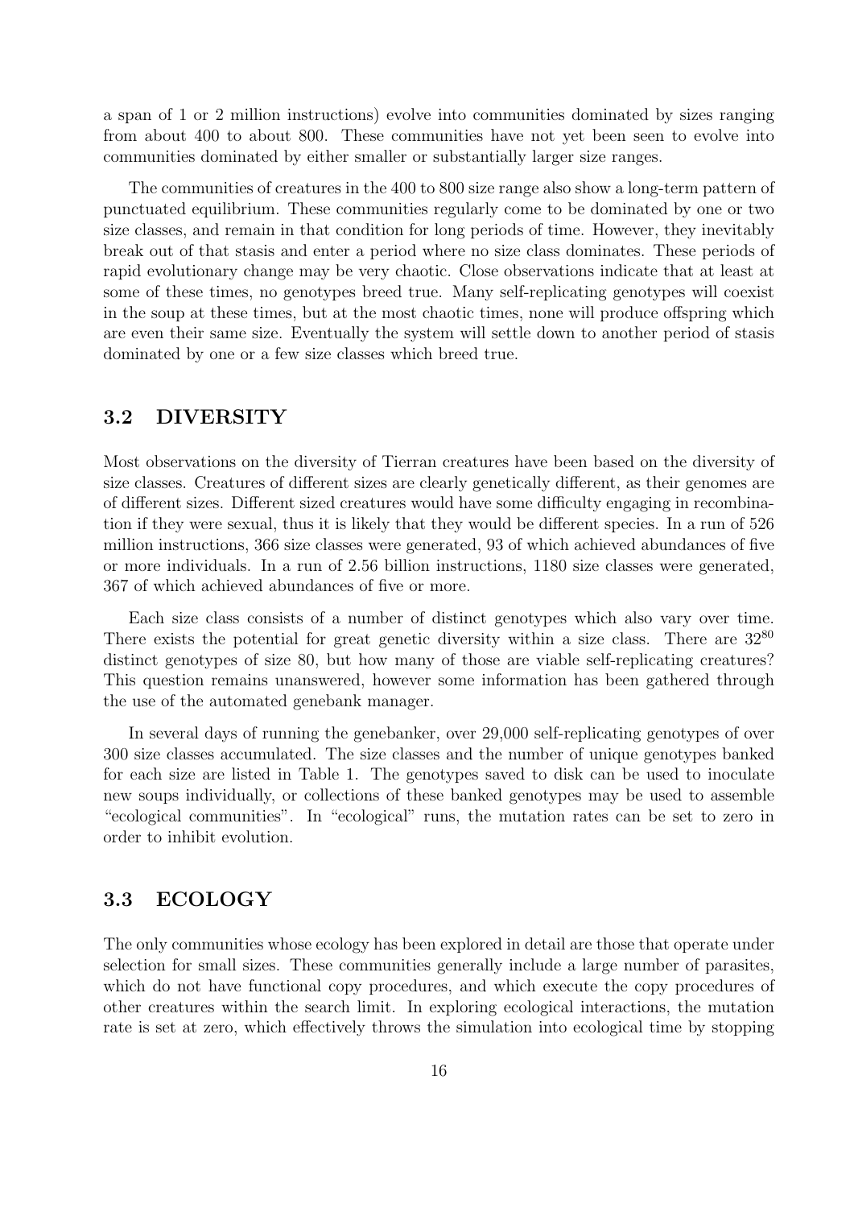a span of 1 or 2 million instructions) evolve into communities dominated by sizes ranging from about 400 to about 800. These communities have not yet been seen to evolve into communities dominated by either smaller or substantially larger size ranges.

The communities of creatures in the 400 to 800 size range also show a long-term pattern of punctuated equilibrium. These communities regularly come to be dominated by one or two size classes, and remain in that condition for long periods of time. However, they inevitably break out of that stasis and enter a period where no size class dominates. These periods of rapid evolutionary change may be very chaotic. Close observations indicate that at least at some of these times, no genotypes breed true. Many self-replicating genotypes will coexist in the soup at these times, but at the most chaotic times, none will produce offspring which are even their same size. Eventually the system will settle down to another period of stasis dominated by one or a few size classes which breed true.

## 3.2 DIVERSITY

Most observations on the diversity of Tierran creatures have been based on the diversity of size classes. Creatures of different sizes are clearly genetically different, as their genomes are of different sizes. Different sized creatures would have some difficulty engaging in recombination if they were sexual, thus it is likely that they would be different species. In a run of 526 million instructions, 366 size classes were generated, 93 of which achieved abundances of five or more individuals. In a run of 2.56 billion instructions, 1180 size classes were generated, 367 of which achieved abundances of five or more.

Each size class consists of a number of distinct genotypes which also vary over time. There exists the potential for great genetic diversity within a size class. There are $32^{80}$ distinct genotypes of size 80, but how many of those are viable self-replicating creatures? This question remains unanswered, however some information has been gathered through the use of the automated genebank manager.

In several days of running the genebanker, over 29,000 self-replicating genotypes of over 300 size classes accumulated. The size classes and the number of unique genotypes banked for each size are listed in Table 1. The genotypes saved to disk can be used to inoculate new soups individually, or collections of these banked genotypes may be used to assemble "ecological communities". In "ecological" runs, the mutation rates can be set to zero in order to inhibit evolution.

## 3.3 ECOLOGY

The only communities whose ecology has been explored in detail are those that operate under selection for small sizes. These communities generally include a large number of parasites, which do not have functional copy procedures, and which execute the copy procedures of other creatures within the search limit. In exploring ecological interactions, the mutation rate is set at zero, which effectively throws the simulation into ecological time by stopping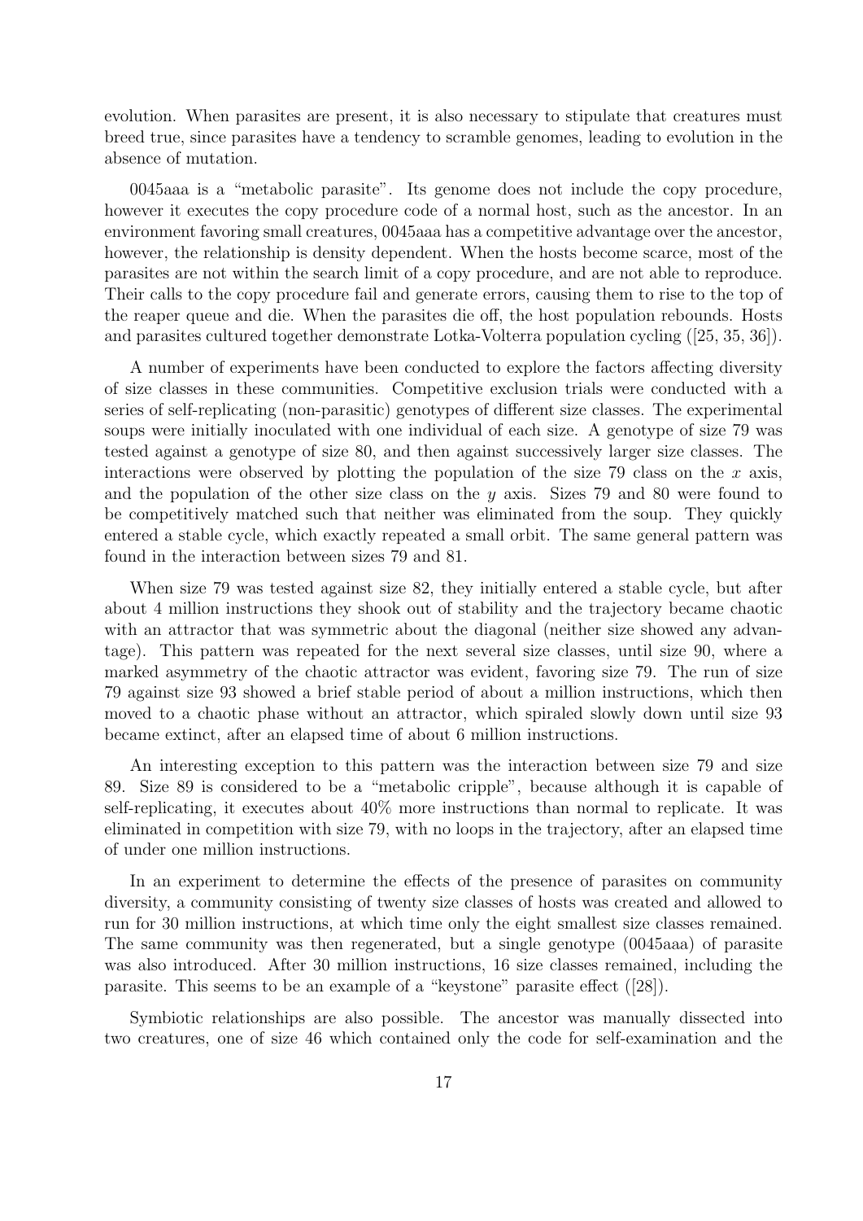evolution. When parasites are present, it is also necessary to stipulate that creatures must breed true, since parasites have a tendency to scramble genomes, leading to evolution in the absence of mutation.

0045aaa is a "metabolic parasite". Its genome does not include the copy procedure, however it executes the copy procedure code of a normal host, such as the ancestor. In an environment favoring small creatures, 0045aaa has a competitive advantage over the ancestor, however, the relationship is density dependent. When the hosts become scarce, most of the parasites are not within the search limit of a copy procedure, and are not able to reproduce. Their calls to the copy procedure fail and generate errors, causing them to rise to the top of the reaper queue and die. When the parasites die off, the host population rebounds. Hosts and parasites cultured together demonstrate Lotka-Volterra population cycling ([25, 35, 36]).

A number of experiments have been conducted to explore the factors affecting diversity of size classes in these communities. Competitive exclusion trials were conducted with a series of self-replicating (non-parasitic) genotypes of different size classes. The experimental soups were initially inoculated with one individual of each size. A genotype of size 79 was tested against a genotype of size 80, and then against successively larger size classes. The interactions were observed by plotting the population of the size 79 class on the $x$ axis, and the population of the other size class on the $y$ axis. Sizes 79 and 80 were found to be competitively matched such that neither was eliminated from the soup. They quickly entered a stable cycle, which exactly repeated a small orbit. The same general pattern was found in the interaction between sizes 79 and 81.

When size 79 was tested against size 82, they initially entered a stable cycle, but after about 4 million instructions they shook out of stability and the trajectory became chaotic with an attractor that was symmetric about the diagonal (neither size showed any advantage). This pattern was repeated for the next several size classes, until size 90, where a marked asymmetry of the chaotic attractor was evident, favoring size 79. The run of size 79 against size 93 showed a brief stable period of about a million instructions, which then moved to a chaotic phase without an attractor, which spiraled slowly down until size 93 became extinct, after an elapsed time of about 6 million instructions.

An interesting exception to this pattern was the interaction between size 79 and size 89. Size 89 is considered to be a "metabolic cripple", because although it is capable of self-replicating, it executes about 40% more instructions than normal to replicate. It was eliminated in competition with size 79, with no loops in the trajectory, after an elapsed time of under one million instructions.

In an experiment to determine the effects of the presence of parasites on community diversity, a community consisting of twenty size classes of hosts was created and allowed to run for 30 million instructions, at which time only the eight smallest size classes remained. The same community was then regenerated, but a single genotype (0045aaa) of parasite was also introduced. After 30 million instructions, 16 size classes remained, including the parasite. This seems to be an example of a "keystone" parasite effect ([28]).

Symbiotic relationships are also possible. The ancestor was manually dissected into two creatures, one of size 46 which contained only the code for self-examination and the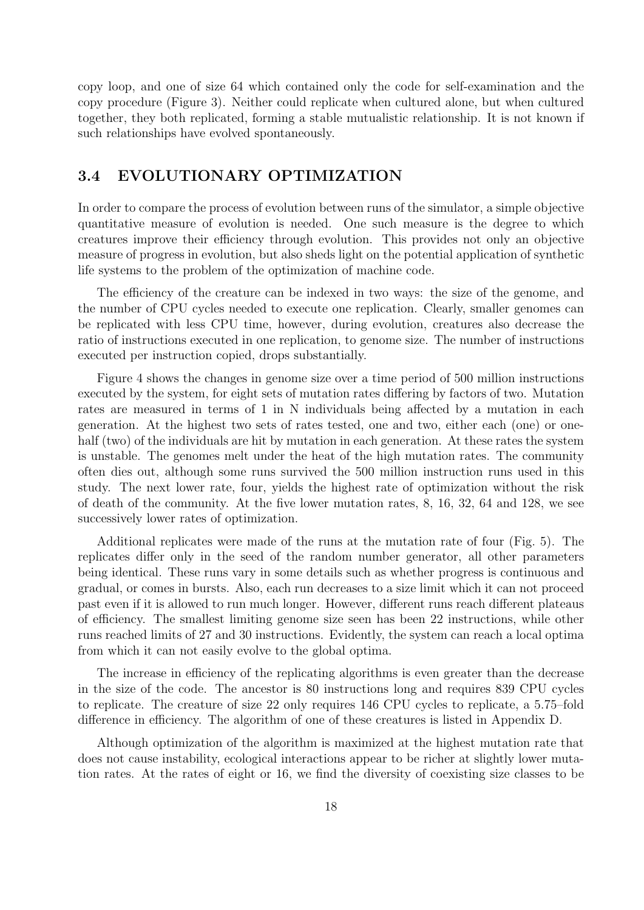copy loop, and one of size 64 which contained only the code for self-examination and the copy procedure (Figure 3). Neither could replicate when cultured alone, but when cultured together, they both replicated, forming a stable mutualistic relationship. It is not known if such relationships have evolved spontaneously.

## 3.4 EVOLUTIONARY OPTIMIZATION

In order to compare the process of evolution between runs of the simulator, a simple objective quantitative measure of evolution is needed. One such measure is the degree to which creatures improve their efficiency through evolution. This provides not only an objective measure of progress in evolution, but also sheds light on the potential application of synthetic life systems to the problem of the optimization of machine code.

The efficiency of the creature can be indexed in two ways: the size of the genome, and the number of CPU cycles needed to execute one replication. Clearly, smaller genomes can be replicated with less CPU time, however, during evolution, creatures also decrease the ratio of instructions executed in one replication, to genome size. The number of instructions executed per instruction copied, drops substantially.

Figure 4 shows the changes in genome size over a time period of 500 million instructions executed by the system, for eight sets of mutation rates differing by factors of two. Mutation rates are measured in terms of 1 in N individuals being affected by a mutation in each generation. At the highest two sets of rates tested, one and two, either each (one) or one-half (two) of the individuals are hit by mutation in each generation. At these rates the system is unstable. The genomes melt under the heat of the high mutation rates. The community often dies out, although some runs survived the 500 million instruction runs used in this study. The next lower rate, four, yields the highest rate of optimization without the risk of death of the community. At the five lower mutation rates, 8, 16, 32, 64 and 128, we see successively lower rates of optimization.

Additional replicates were made of the runs at the mutation rate of four (Fig. 5). The replicates differ only in the seed of the random number generator, all other parameters being identical. These runs vary in some details such as whether progress is continuous and gradual, or comes in bursts. Also, each run decreases to a size limit which it can not proceed past even if it is allowed to run much longer. However, different runs reach different plateaus of efficiency. The smallest limiting genome size seen has been 22 instructions, while other runs reached limits of 27 and 30 instructions. Evidently, the system can reach a local optima from which it can not easily evolve to the global optima.

The increase in efficiency of the replicating algorithms is even greater than the decrease in the size of the code. The ancestor is 80 instructions long and requires 839 CPU cycles to replicate. The creature of size 22 only requires 146 CPU cycles to replicate, a 5.75–fold difference in efficiency. The algorithm of one of these creatures is listed in Appendix D.

Although optimization of the algorithm is maximized at the highest mutation rate that does not cause instability, ecological interactions appear to be richer at slightly lower mutation rates. At the rates of eight or 16, we find the diversity of coexisting size classes to be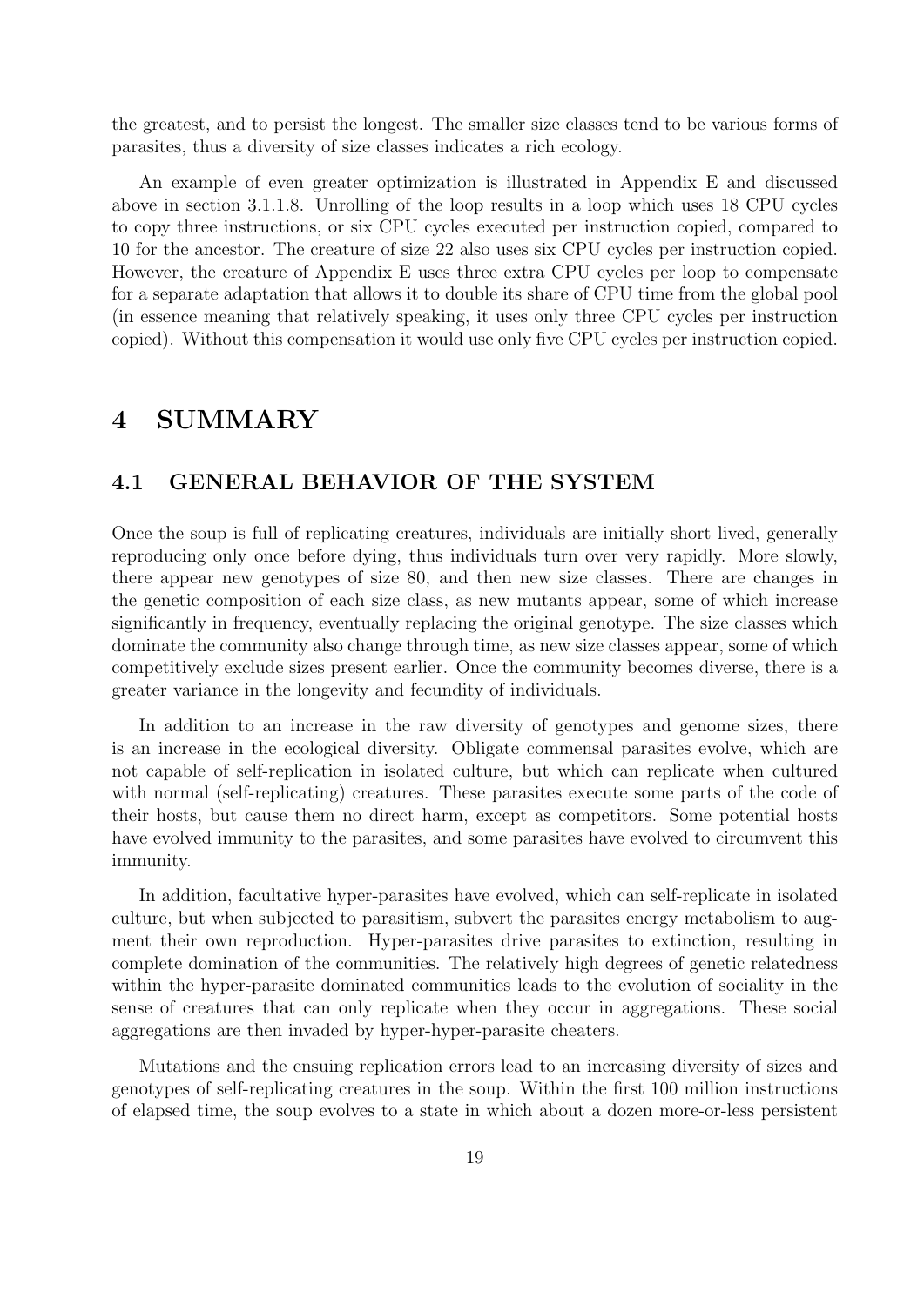the greatest, and to persist the longest. The smaller size classes tend to be various forms of parasites, thus a diversity of size classes indicates a rich ecology.

An example of even greater optimization is illustrated in Appendix E and discussed above in section 3.1.1.8. Unrolling of the loop results in a loop which uses 18 CPU cycles to copy three instructions, or six CPU cycles executed per instruction copied, compared to 10 for the ancestor. The creature of size 22 also uses six CPU cycles per instruction copied. However, the creature of Appendix E uses three extra CPU cycles per loop to compensate for a separate adaptation that allows it to double its share of CPU time from the global pool (in essence meaning that relatively speaking, it uses only three CPU cycles per instruction copied). Without this compensation it would use only five CPU cycles per instruction copied.

# 4 SUMMARY

## 4.1 GENERAL BEHAVIOR OF THE SYSTEM

Once the soup is full of replicating creatures, individuals are initially short lived, generally reproducing only once before dying, thus individuals turn over very rapidly. More slowly, there appear new genotypes of size 80, and then new size classes. There are changes in the genetic composition of each size class, as new mutants appear, some of which increase significantly in frequency, eventually replacing the original genotype. The size classes which dominate the community also change through time, as new size classes appear, some of which competitively exclude sizes present earlier. Once the community becomes diverse, there is a greater variance in the longevity and fecundity of individuals.

In addition to an increase in the raw diversity of genotypes and genome sizes, there is an increase in the ecological diversity. Obligate commensal parasites evolve, which are not capable of self-replication in isolated culture, but which can replicate when cultured with normal (self-replicating) creatures. These parasites execute some parts of the code of their hosts, but cause them no direct harm, except as competitors. Some potential hosts have evolved immunity to the parasites, and some parasites have evolved to circumvent this immunity.

In addition, facultative hyper-parasites have evolved, which can self-replicate in isolated culture, but when subjected to parasitism, subvert the parasites energy metabolism to augment their own reproduction. Hyper-parasites drive parasites to extinction, resulting in complete domination of the communities. The relatively high degrees of genetic relatedness within the hyper-parasite dominated communities leads to the evolution of sociality in the sense of creatures that can only replicate when they occur in aggregations. These social aggregations are then invaded by hyper-hyper-parasite cheaters.

Mutations and the ensuing replication errors lead to an increasing diversity of sizes and genotypes of self-replicating creatures in the soup. Within the first 100 million instructions of elapsed time, the soup evolves to a state in which about a dozen more-or-less persistent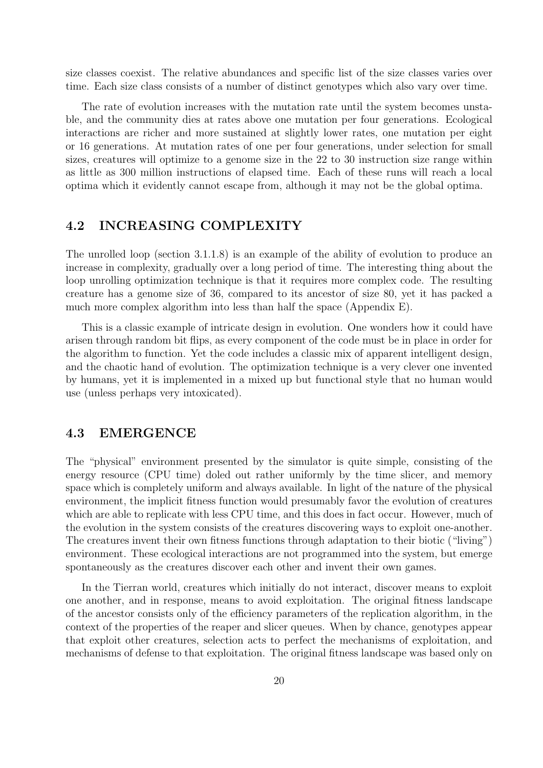size classes coexist. The relative abundances and specific list of the size classes varies over time. Each size class consists of a number of distinct genotypes which also vary over time.

The rate of evolution increases with the mutation rate until the system becomes unstable, and the community dies at rates above one mutation per four generations. Ecological interactions are richer and more sustained at slightly lower rates, one mutation per eight or 16 generations. At mutation rates of one per four generations, under selection for small sizes, creatures will optimize to a genome size in the 22 to 30 instruction size range within as little as 300 million instructions of elapsed time. Each of these runs will reach a local optima which it evidently cannot escape from, although it may not be the global optima.

## 4.2 INCREASING COMPLEXITY

The unrolled loop (section 3.1.1.8) is an example of the ability of evolution to produce an increase in complexity, gradually over a long period of time. The interesting thing about the loop unrolling optimization technique is that it requires more complex code. The resulting creature has a genome size of 36, compared to its ancestor of size 80, yet it has packed a much more complex algorithm into less than half the space (Appendix E).

This is a classic example of intricate design in evolution. One wonders how it could have arisen through random bit flips, as every component of the code must be in place in order for the algorithm to function. Yet the code includes a classic mix of apparent intelligent design, and the chaotic hand of evolution. The optimization technique is a very clever one invented by humans, yet it is implemented in a mixed up but functional style that no human would use (unless perhaps very intoxicated).

## 4.3 EMERGENCE

The "physical" environment presented by the simulator is quite simple, consisting of the energy resource (CPU time) doled out rather uniformly by the time slicer, and memory space which is completely uniform and always available. In light of the nature of the physical environment, the implicit fitness function would presumably favor the evolution of creatures which are able to replicate with less CPU time, and this does in fact occur. However, much of the evolution in the system consists of the creatures discovering ways to exploit one-another. The creatures invent their own fitness functions through adaptation to their biotic ("living") environment. These ecological interactions are not programmed into the system, but emerge spontaneously as the creatures discover each other and invent their own games.

In the Tierran world, creatures which initially do not interact, discover means to exploit one another, and in response, means to avoid exploitation. The original fitness landscape of the ancestor consists only of the efficiency parameters of the replication algorithm, in the context of the properties of the reaper and slicer queues. When by chance, genotypes appear that exploit other creatures, selection acts to perfect the mechanisms of exploitation, and mechanisms of defense to that exploitation. The original fitness landscape was based only on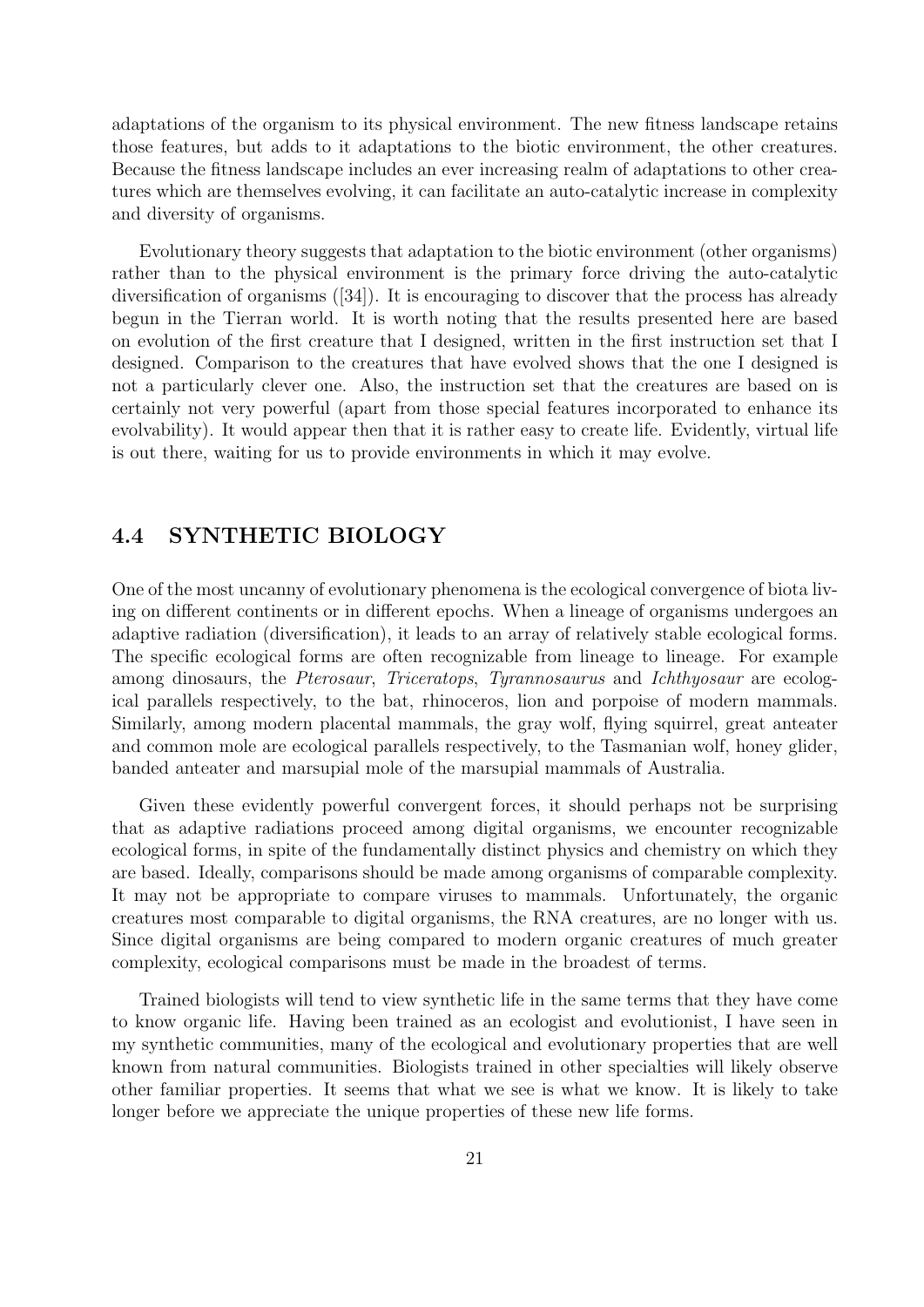adaptations of the organism to its physical environment. The new fitness landscape retains those features, but adds to it adaptations to the biotic environment, the other creatures. Because the fitness landscape includes an ever increasing realm of adaptations to other creatures which are themselves evolving, it can facilitate an auto-catalytic increase in complexity and diversity of organisms.

Evolutionary theory suggests that adaptation to the biotic environment (other organisms) rather than to the physical environment is the primary force driving the auto-catalytic diversification of organisms ([34]). It is encouraging to discover that the process has already begun in the Tierran world. It is worth noting that the results presented here are based on evolution of the first creature that I designed, written in the first instruction set that I designed. Comparison to the creatures that have evolved shows that the one I designed is not a particularly clever one. Also, the instruction set that the creatures are based on is certainly not very powerful (apart from those special features incorporated to enhance its evolvability). It would appear then that it is rather easy to create life. Evidently, virtual life is out there, waiting for us to provide environments in which it may evolve.

## 4.4 SYNTHETIC BIOLOGY

One of the most uncanny of evolutionary phenomena is the ecological convergence of biota living on different continents or in different epochs. When a lineage of organisms undergoes an adaptive radiation (diversification), it leads to an array of relatively stable ecological forms. The specific ecological forms are often recognizable from lineage to lineage. For example among dinosaurs, the *Pterosaur*, *Triceratops*, *Tyrannosaurus* and *Ichthyosaur* are ecological parallels respectively, to the bat, rhinoceros, lion and porpoise of modern mammals. Similarly, among modern placental mammals, the gray wolf, flying squirrel, great anteater and common mole are ecological parallels respectively, to the Tasmanian wolf, honey glider, banded anteater and marsupial mole of the marsupial mammals of Australia.

Given these evidently powerful convergent forces, it should perhaps not be surprising that as adaptive radiations proceed among digital organisms, we encounter recognizable ecological forms, in spite of the fundamentally distinct physics and chemistry on which they are based. Ideally, comparisons should be made among organisms of comparable complexity. It may not be appropriate to compare viruses to mammals. Unfortunately, the organic creatures most comparable to digital organisms, the RNA creatures, are no longer with us. Since digital organisms are being compared to modern organic creatures of much greater complexity, ecological comparisons must be made in the broadest of terms.

Trained biologists will tend to view synthetic life in the same terms that they have come to know organic life. Having been trained as an ecologist and evolutionist, I have seen in my synthetic communities, many of the ecological and evolutionary properties that are well known from natural communities. Biologists trained in other specialties will likely observe other familiar properties. It seems that what we see is what we know. It is likely to take longer before we appreciate the unique properties of these new life forms.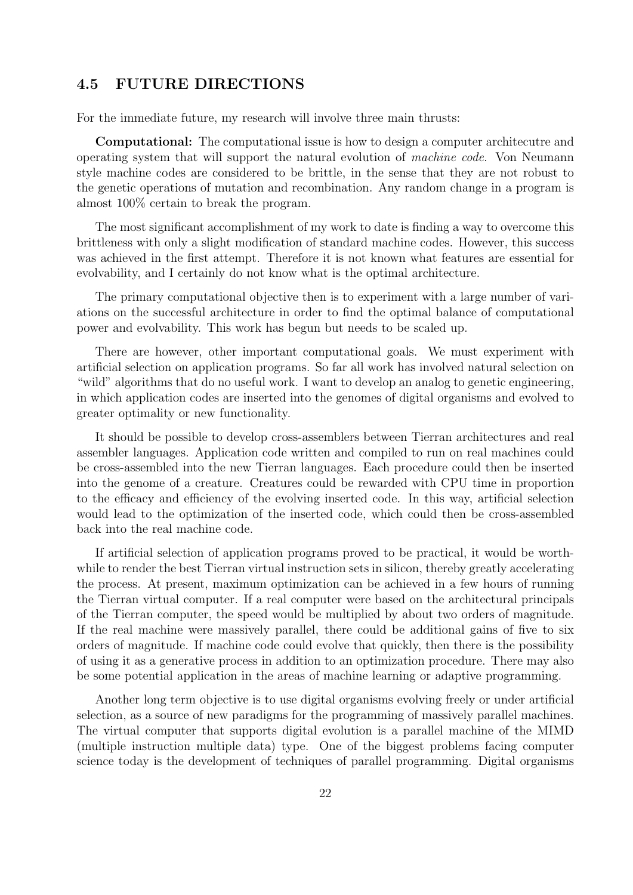## 4.5 FUTURE DIRECTIONS

For the immediate future, my research will involve three main thrusts:

**Computational:** The computational issue is how to design a computer architecutre and operating system that will support the natural evolution of *machine code*. Von Neumann style machine codes are considered to be brittle, in the sense that they are not robust to the genetic operations of mutation and recombination. Any random change in a program is almost 100% certain to break the program.

The most significant accomplishment of my work to date is finding a way to overcome this brittleness with only a slight modification of standard machine codes. However, this success was achieved in the first attempt. Therefore it is not known what features are essential for evolvability, and I certainly do not know what is the optimal architecture.

The primary computational objective then is to experiment with a large number of variations on the successful architecture in order to find the optimal balance of computational power and evolvability. This work has begun but needs to be scaled up.

There are however, other important computational goals. We must experiment with artificial selection on application programs. So far all work has involved natural selection on "wild" algorithms that do no useful work. I want to develop an analog to genetic engineering, in which application codes are inserted into the genomes of digital organisms and evolved to greater optimality or new functionality.

It should be possible to develop cross-assemblers between Tierran architectures and real assembler languages. Application code written and compiled to run on real machines could be cross-assembled into the new Tierran languages. Each procedure could then be inserted into the genome of a creature. Creatures could be rewarded with CPU time in proportion to the efficacy and efficiency of the evolving inserted code. In this way, artificial selection would lead to the optimization of the inserted code, which could then be cross-assembled back into the real machine code.

If artificial selection of application programs proved to be practical, it would be worthwhile to render the best Tierran virtual instruction sets in silicon, thereby greatly accelerating the process. At present, maximum optimization can be achieved in a few hours of running the Tierran virtual computer. If a real computer were based on the architectural principals of the Tierran computer, the speed would be multiplied by about two orders of magnitude. If the real machine were massively parallel, there could be additional gains of five to six orders of magnitude. If machine code could evolve that quickly, then there is the possibility of using it as a generative process in addition to an optimization procedure. There may also be some potential application in the areas of machine learning or adaptive programming.

Another long term objective is to use digital organisms evolving freely or under artificial selection, as a source of new paradigms for the programming of massively parallel machines. The virtual computer that supports digital evolution is a parallel machine of the MIMD (multiple instruction multiple data) type. One of the biggest problems facing computer science today is the development of techniques of parallel programming. Digital organisms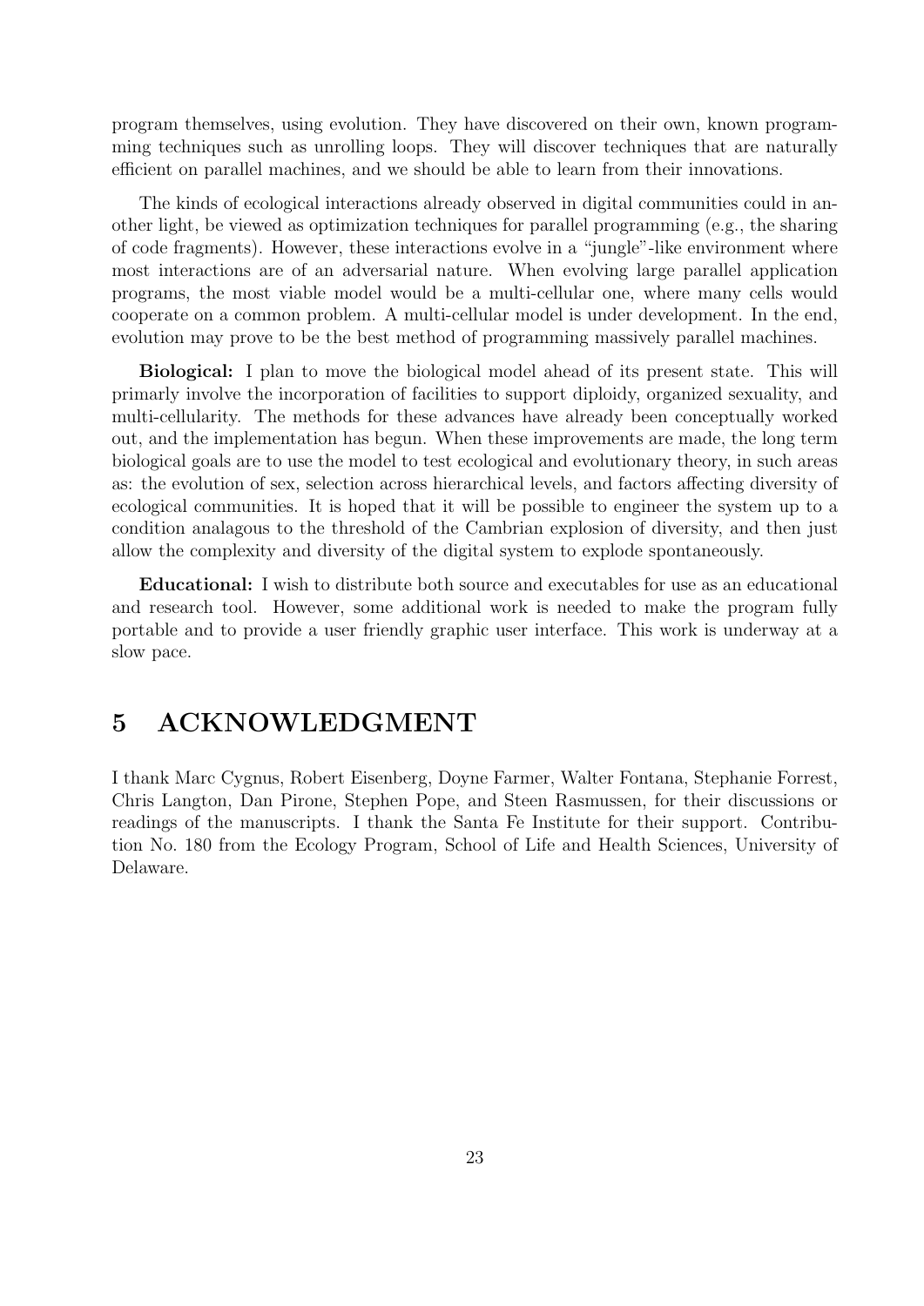program themselves, using evolution. They have discovered on their own, known programming techniques such as unrolling loops. They will discover techniques that are naturally efficient on parallel machines, and we should be able to learn from their innovations.

The kinds of ecological interactions already observed in digital communities could in another light, be viewed as optimization techniques for parallel programming (e.g., the sharing of code fragments). However, these interactions evolve in a "jungle"-like environment where most interactions are of an adversarial nature. When evolving large parallel application programs, the most viable model would be a multi-cellular one, where many cells would cooperate on a common problem. A multi-cellular model is under development. In the end, evolution may prove to be the best method of programming massively parallel machines.

**Biological:** I plan to move the biological model ahead of its present state. This will primarily involve the incorporation of facilities to support diploidy, organized sexuality, and multi-cellularity. The methods for these advances have already been conceptually worked out, and the implementation has begun. When these improvements are made, the long term biological goals are to use the model to test ecological and evolutionary theory, in such areas as: the evolution of sex, selection across hierarchical levels, and factors affecting diversity of ecological communities. It is hoped that it will be possible to engineer the system up to a condition analagous to the threshold of the Cambrian explosion of diversity, and then just allow the complexity and diversity of the digital system to explode spontaneously.

**Educational:** I wish to distribute both source and executables for use as an educational and research tool. However, some additional work is needed to make the program fully portable and to provide a user friendly graphic user interface. This work is underway at a slow pace.

# 5 ACKNOWLEDGMENT

I thank Marc Cygnus, Robert Eisenberg, Doyne Farmer, Walter Fontana, Stephanie Forrest, Chris Langton, Dan Pirone, Stephen Pope, and Steen Rasmussen, for their discussions or readings of the manuscripts. I thank the Santa Fe Institute for their support. Contribution No. 180 from the Ecology Program, School of Life and Health Sciences, University of Delaware.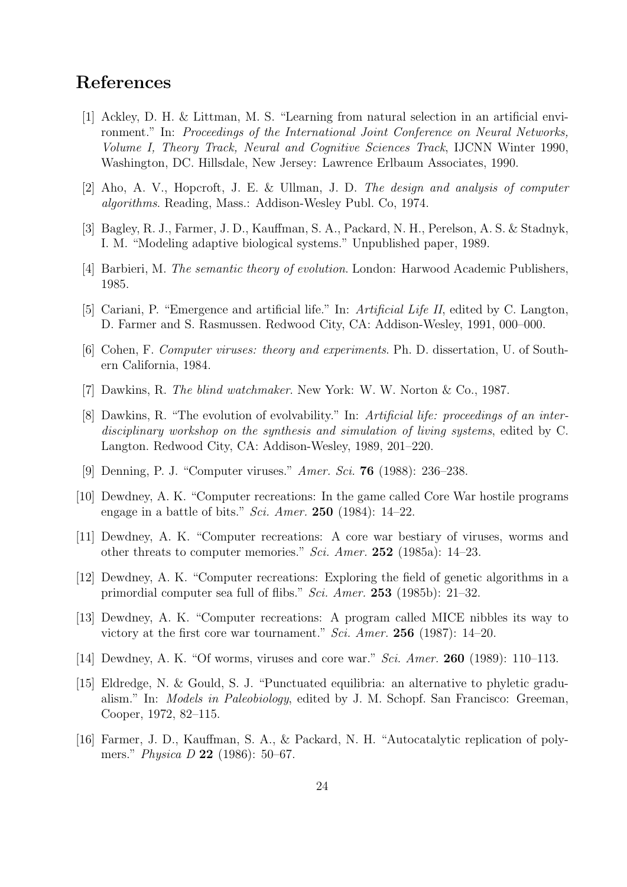# References

[1] Ackley, D. H. & Littman, M. S. "Learning from natural selection in an artificial environment." In: *Proceedings of the International Joint Conference on Neural Networks, Volume I, Theory Track, Neural and Cognitive Sciences Track*, IJCNN Winter 1990, Washington, DC. Hillsdale, New Jersey: Lawrence Erlbaum Associates, 1990.

[2] Aho, A. V., Hopcroft, J. E. & Ullman, J. D. *The design and analysis of computer algorithms*. Reading, Mass.: Addison-Wesley Publ. Co, 1974.

[3] Bagley, R. J., Farmer, J. D., Kauffman, S. A., Packard, N. H., Perelson, A. S. & Stadnyk, I. M. "Modeling adaptive biological systems." Unpublished paper, 1989.

[4] Barbieri, M. *The semantic theory of evolution*. London: Harwood Academic Publishers, 1985.

[5] Cariani, P. "Emergence and artificial life." In: *Artificial Life II*, edited by C. Langton, D. Farmer and S. Rasmussen. Redwood City, CA: Addison-Wesley, 1991, 000–000.

[6] Cohen, F. *Computer viruses: theory and experiments*. Ph. D. dissertation, U. of Southern California, 1984.

[7] Dawkins, R. *The blind watchmaker*. New York: W. W. Norton & Co., 1987.

[8] Dawkins, R. "The evolution of evolvability." In: *Artificial life: proceedings of an interdisciplinary workshop on the synthesis and simulation of living systems*, edited by C. Langton. Redwood City, CA: Addison-Wesley, 1989, 201–220.

[9] Denning, P. J. "Computer viruses." *Amer. Sci.* **76** (1988): 236–238.

[10] Dewdney, A. K. "Computer recreations: In the game called Core War hostile programs engage in a battle of bits." *Sci. Amer.* **250** (1984): 14–22.

[11] Dewdney, A. K. "Computer recreations: A core war bestiary of viruses, worms and other threats to computer memories." *Sci. Amer.* **252** (1985a): 14–23.

[12] Dewdney, A. K. "Computer recreations: Exploring the field of genetic algorithms in a primordial computer sea full of flibs." *Sci. Amer.* **253** (1985b): 21–32.

[13] Dewdney, A. K. "Computer recreations: A program called MICE nibbles its way to victory at the first core war tournament." *Sci. Amer.* **256** (1987): 14–20.

[14] Dewdney, A. K. "Of worms, viruses and core war." *Sci. Amer.* **260** (1989): 110–113.

[15] Eldredge, N. & Gould, S. J. "Punctuated equilibria: an alternative to phyletic gradualism." In: *Models in Paleobiology*, edited by J. M. Schopf. San Francisco: Greeman, Cooper, 1972, 82–115.

[16] Farmer, J. D., Kauffman, S. A., & Packard, N. H. "Autocatalytic replication of polymers." *Physica D* **22** (1986): 50–67.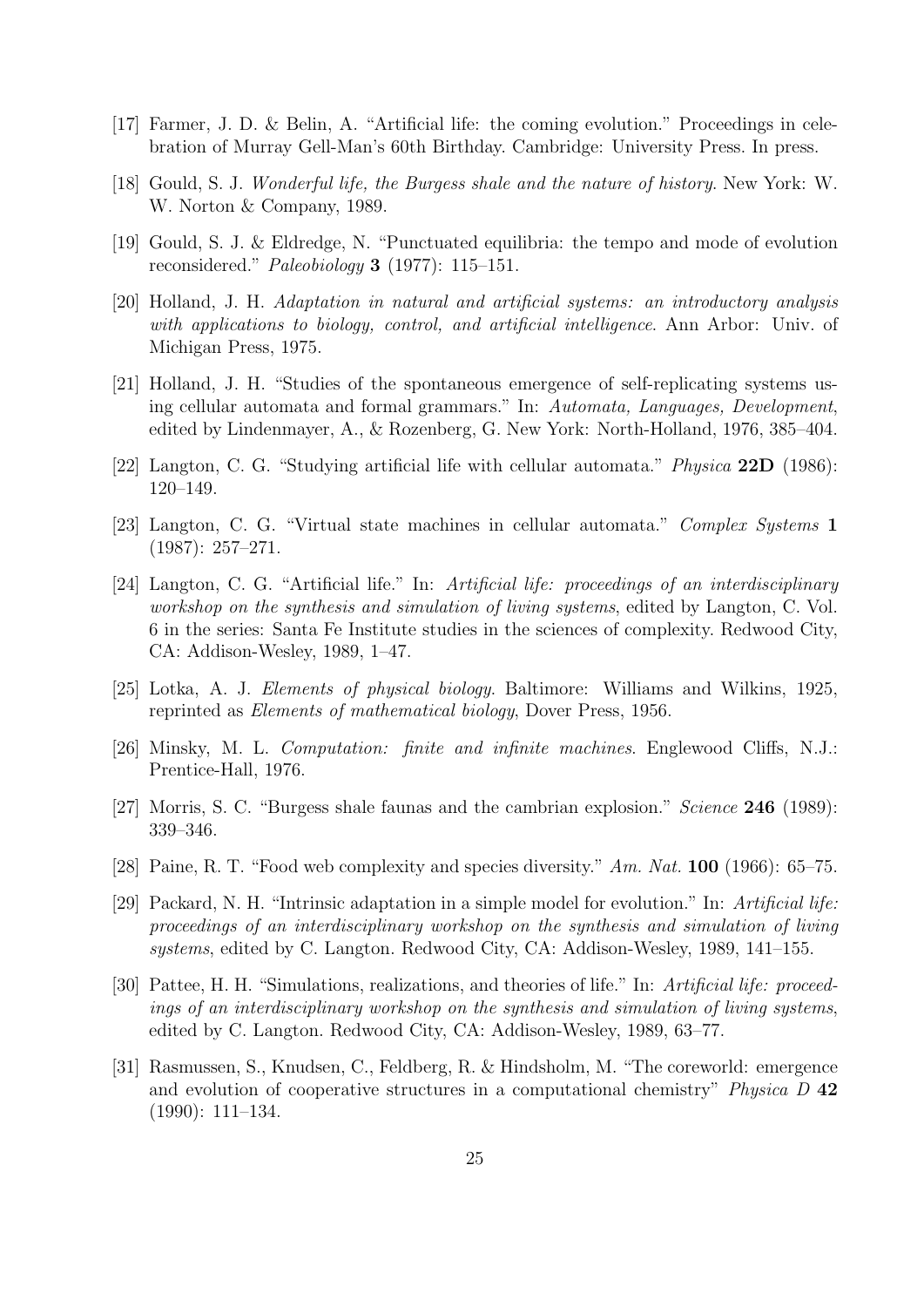[17] Farmer, J. D. & Belin, A. "Artificial life: the coming evolution." Proceedings in celebration of Murray Gell-Man's 60th Birthday. Cambridge: University Press. In press.

[18] Gould, S. J. *Wonderful life, the Burgess shale and the nature of history.* New York: W. W. Norton & Company, 1989.

[19] Gould, S. J. & Eldredge, N. "Punctuated equilibria: the tempo and mode of evolution reconsidered." *Paleobiology* **3** (1977): 115–151.

[20] Holland, J. H. *Adaptation in natural and artificial systems: an introductory analysis with applications to biology, control, and artificial intelligence.* Ann Arbor: Univ. of Michigan Press, 1975.

[21] Holland, J. H. "Studies of the spontaneous emergence of self-replicating systems using cellular automata and formal grammars." In: *Automata, Languages, Development*, edited by Lindenmayer, A., & Rozenberg, G. New York: North-Holland, 1976, 385–404.

[22] Langton, C. G. "Studying artificial life with cellular automata." *Physica* **22D** (1986): 120–149.

[23] Langton, C. G. "Virtual state machines in cellular automata." *Complex Systems* **1** (1987): 257–271.

[24] Langton, C. G. "Artificial life." In: *Artificial life: proceedings of an interdisciplinary workshop on the synthesis and simulation of living systems*, edited by Langton, C. Vol. 6 in the series: Santa Fe Institute studies in the sciences of complexity. Redwood City, CA: Addison-Wesley, 1989, 1–47.

[25] Lotka, A. J. *Elements of physical biology.* Baltimore: Williams and Wilkins, 1925, reprinted as *Elements of mathematical biology*, Dover Press, 1956.

[26] Minsky, M. L. *Computation: finite and infinite machines.* Englewood Cliffs, N.J.: Prentice-Hall, 1976.

[27] Morris, S. C. "Burgess shale faunas and the cambrian explosion." *Science* **246** (1989): 339–346.

[28] Paine, R. T. "Food web complexity and species diversity." *Am. Nat.* **100** (1966): 65–75.

[29] Packard, N. H. "Intrinsic adaptation in a simple model for evolution." In: *Artificial life: proceedings of an interdisciplinary workshop on the synthesis and simulation of living systems*, edited by C. Langton. Redwood City, CA: Addison-Wesley, 1989, 141–155.

[30] Pattee, H. H. "Simulations, realizations, and theories of life." In: *Artificial life: proceedings of an interdisciplinary workshop on the synthesis and simulation of living systems*, edited by C. Langton. Redwood City, CA: Addison-Wesley, 1989, 63–77.

[31] Rasmussen, S., Knudsen, C., Feldberg, R. & Hindsholm, M. "The coreworld: emergence and evolution of cooperative structures in a computational chemistry" *Physica D* **42** (1990): 111–134.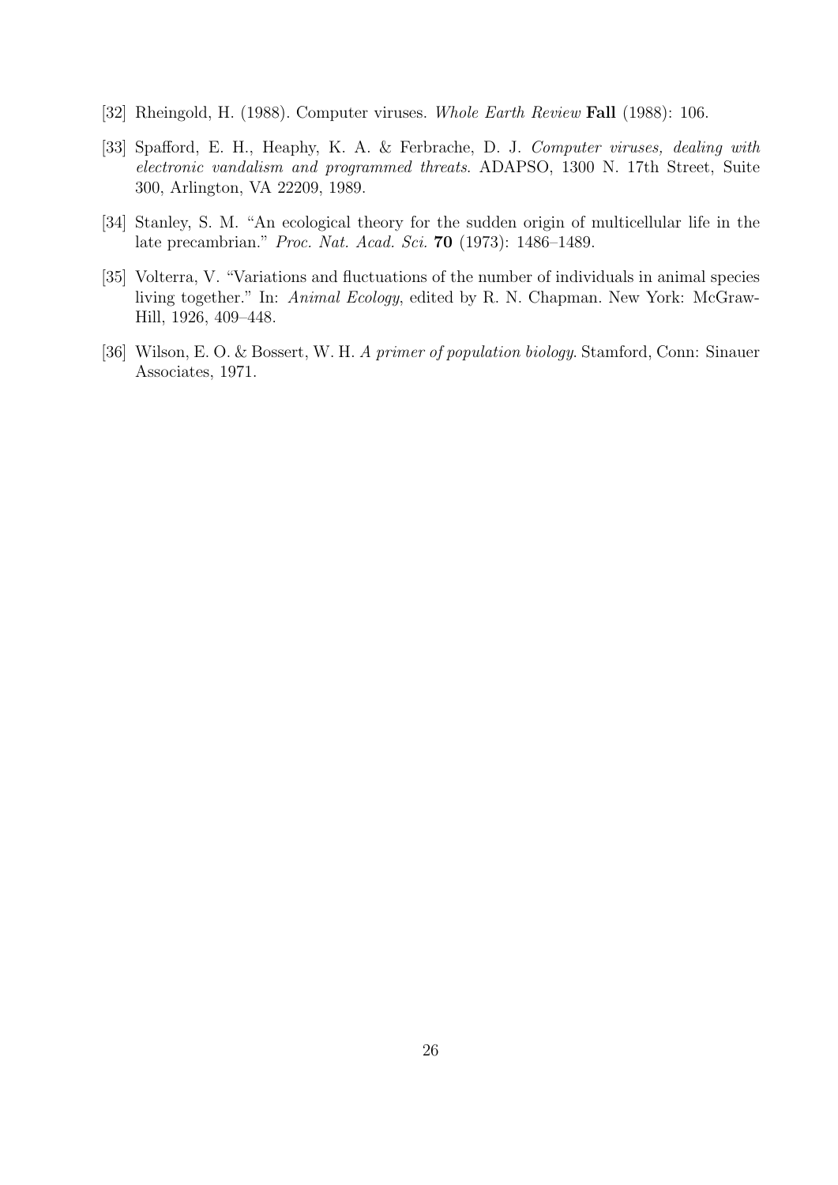[32] Rheingold, H. (1988). Computer viruses. *Whole Earth Review* **Fall** (1988): 106.

[33] Spafford, E. H., Heaphy, K. A. & Ferbrache, D. J. *Computer viruses, dealing with electronic vandalism and programmed threats*. ADAPSO, 1300 N. 17th Street, Suite 300, Arlington, VA 22209, 1989.

[34] Stanley, S. M. "An ecological theory for the sudden origin of multicellular life in the late precambrian." *Proc. Nat. Acad. Sci.* **70** (1973): 1486–1489.

[35] Volterra, V. "Variations and fluctuations of the number of individuals in animal species living together." In: *Animal Ecology*, edited by R. N. Chapman. New York: McGraw-Hill, 1926, 409–448.

[36] Wilson, E. O. & Bossert, W. H. *A primer of population biology.* Stamford, Conn: Sinauer Associates, 1971.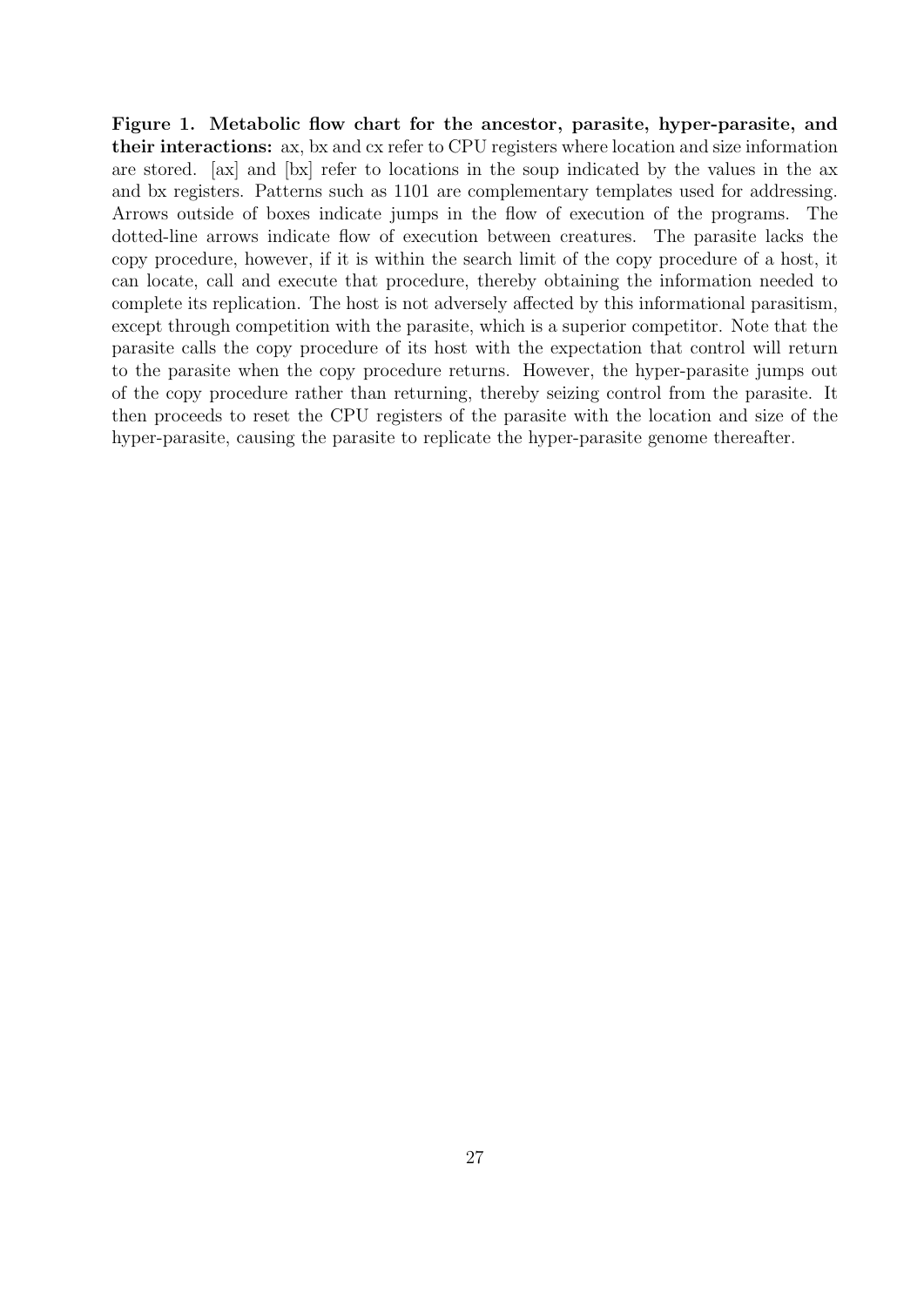**Figure 1. Metabolic flow chart for the ancestor, parasite, hyper-parasite, and their interactions:** ax, bx and cx refer to CPU registers where location and size information are stored. [ax] and [bx] refer to locations in the soup indicated by the values in the ax and bx registers. Patterns such as 1101 are complementary templates used for addressing. Arrows outside of boxes indicate jumps in the flow of execution of the programs. The dotted-line arrows indicate flow of execution between creatures. The parasite lacks the copy procedure, however, if it is within the search limit of the copy procedure of a host, it can locate, call and execute that procedure, thereby obtaining the information needed to complete its replication. The host is not adversely affected by this informational parasitism, except through competition with the parasite, which is a superior competitor. Note that the parasite calls the copy procedure of its host with the expectation that control will return to the parasite when the copy procedure returns. However, the hyper-parasite jumps out of the copy procedure rather than returning, thereby seizing control from the parasite. It then proceeds to reset the CPU registers of the parasite with the location and size of the hyper-parasite, causing the parasite to replicate the hyper-parasite genome thereafter.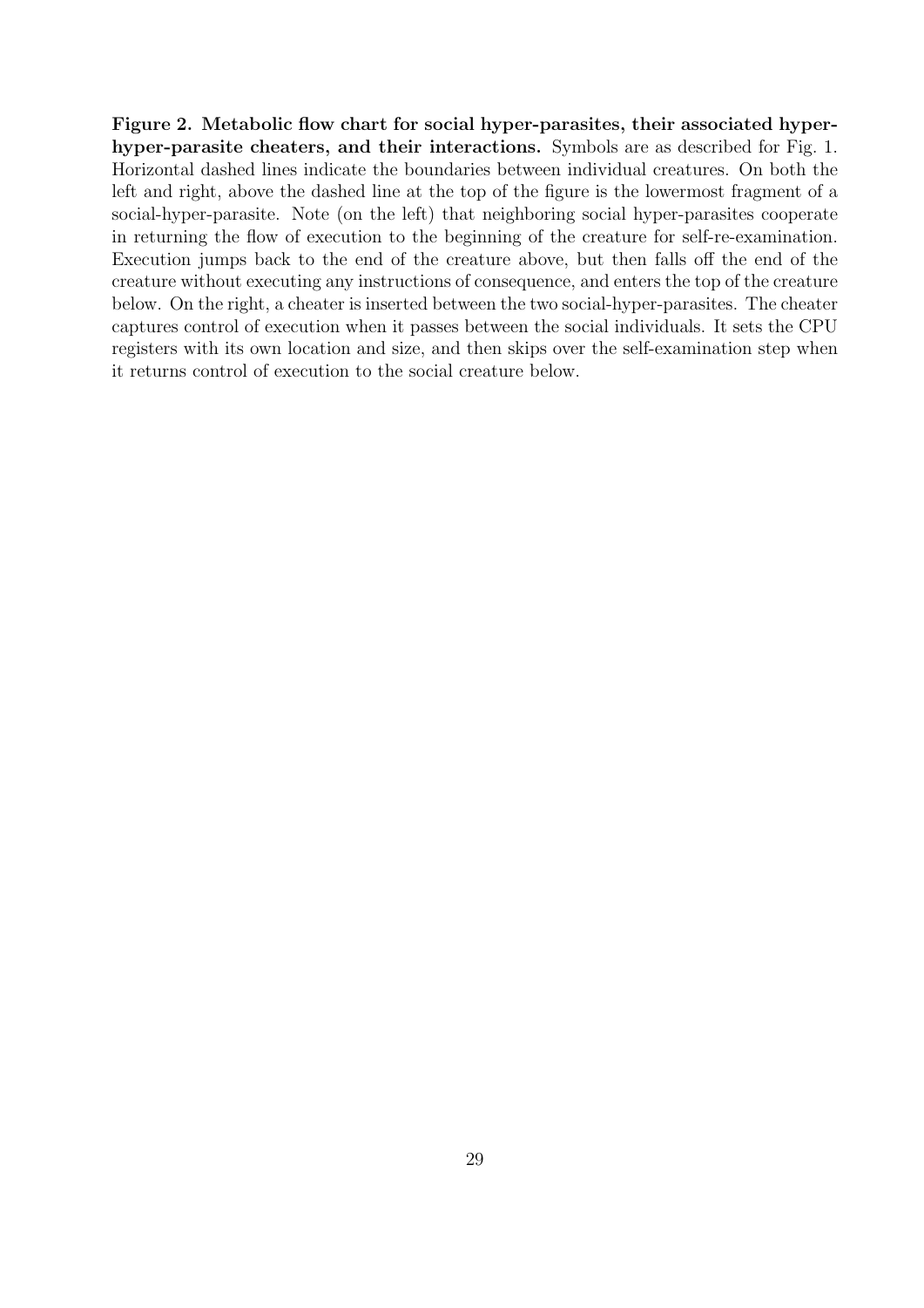**Figure 2. Metabolic flow chart for social hyper-parasites, their associated hyper-hyper-parasite cheaters, and their interactions.** Symbols are as described for Fig. 1. Horizontal dashed lines indicate the boundaries between individual creatures. On both the left and right, above the dashed line at the top of the figure is the lowermost fragment of a social-hyper-parasite. Note (on the left) that neighboring social hyper-parasites cooperate in returning the flow of execution to the beginning of the creature for self-re-examination. Execution jumps back to the end of the creature above, but then falls off the end of the creature without executing any instructions of consequence, and enters the top of the creature below. On the right, a cheater is inserted between the two social-hyper-parasites. The cheater captures control of execution when it passes between the social individuals. It sets the CPU registers with its own location and size, and then skips over the self-examination step when it returns control of execution to the social creature below.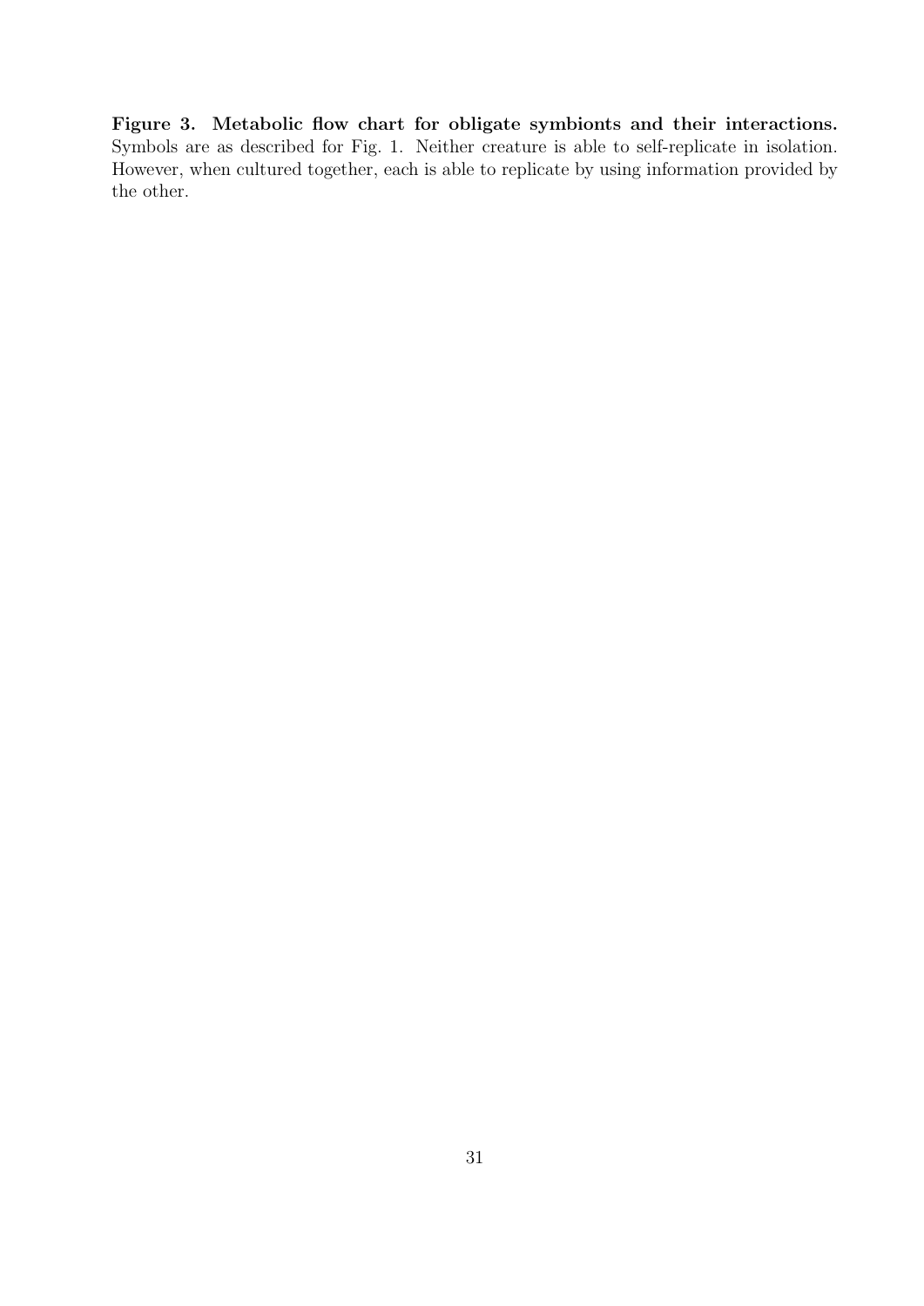**Figure 3. Metabolic flow chart for obligate symbionts and their interactions.** Symbols are as described for Fig. 1. Neither creature is able to self-replicate in isolation. However, when cultured together, each is able to replicate by using information provided by the other.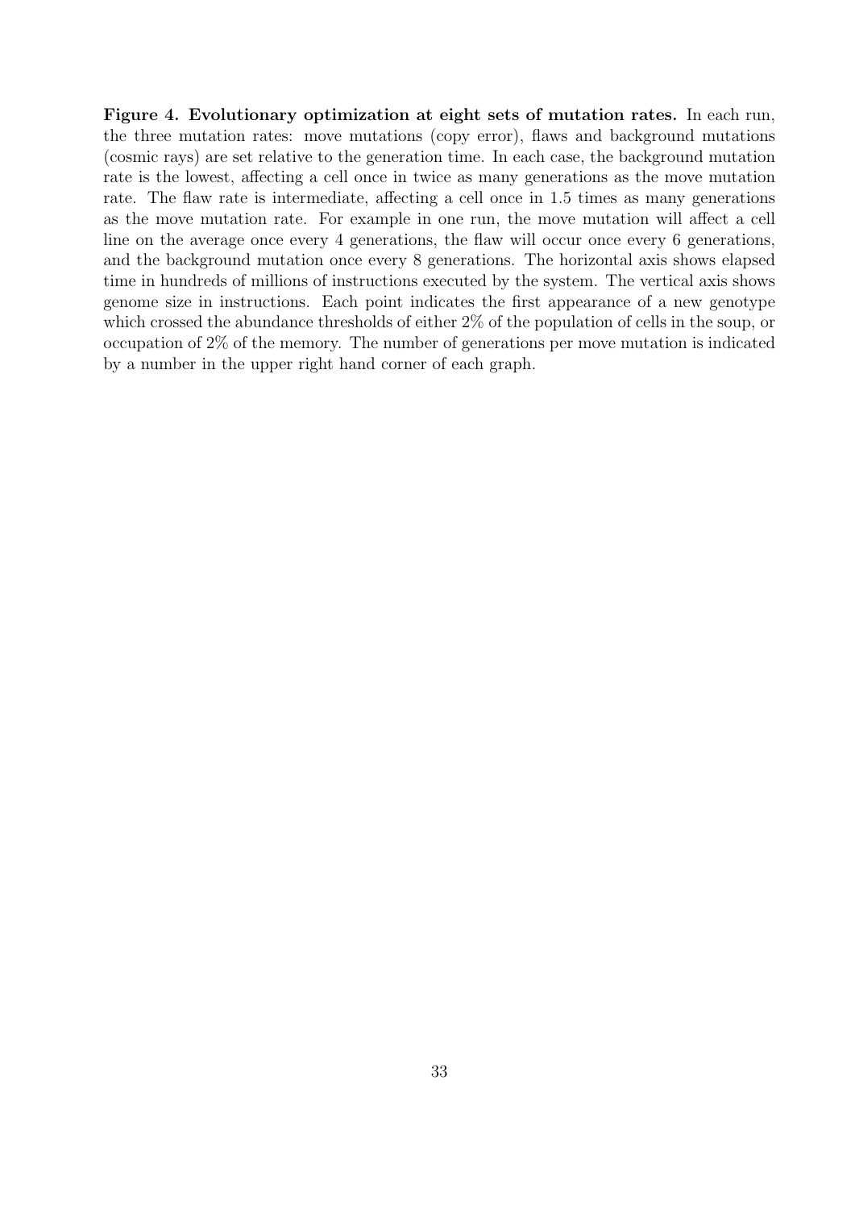**Figure 4. Evolutionary optimization at eight sets of mutation rates.** In each run, the three mutation rates: move mutations (copy error), flaws and background mutations (cosmic rays) are set relative to the generation time. In each case, the background mutation rate is the lowest, affecting a cell once in twice as many generations as the move mutation rate. The flaw rate is intermediate, affecting a cell once in 1.5 times as many generations as the move mutation rate. For example in one run, the move mutation will affect a cell line on the average once every 4 generations, the flaw will occur once every 6 generations, and the background mutation once every 8 generations. The horizontal axis shows elapsed time in hundreds of millions of instructions executed by the system. The vertical axis shows genome size in instructions. Each point indicates the first appearance of a new genotype which crossed the abundance thresholds of either 2% of the population of cells in the soup, or occupation of 2% of the memory. The number of generations per move mutation is indicated by a number in the upper right hand corner of each graph.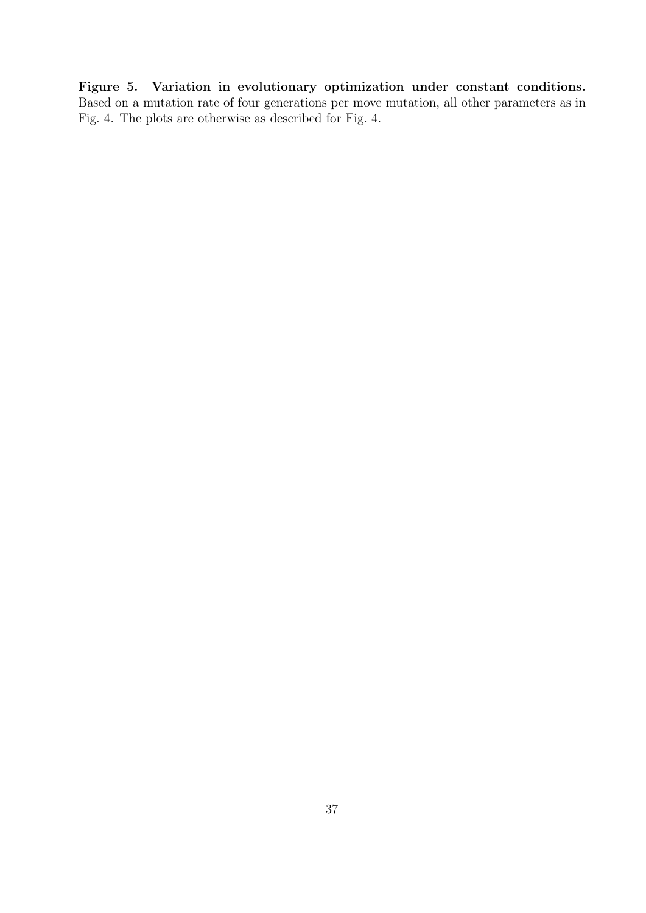**Figure 5. Variation in evolutionary optimization under constant conditions.** Based on a mutation rate of four generations per move mutation, all other parameters as in Fig. 4. The plots are otherwise as described for Fig. 4.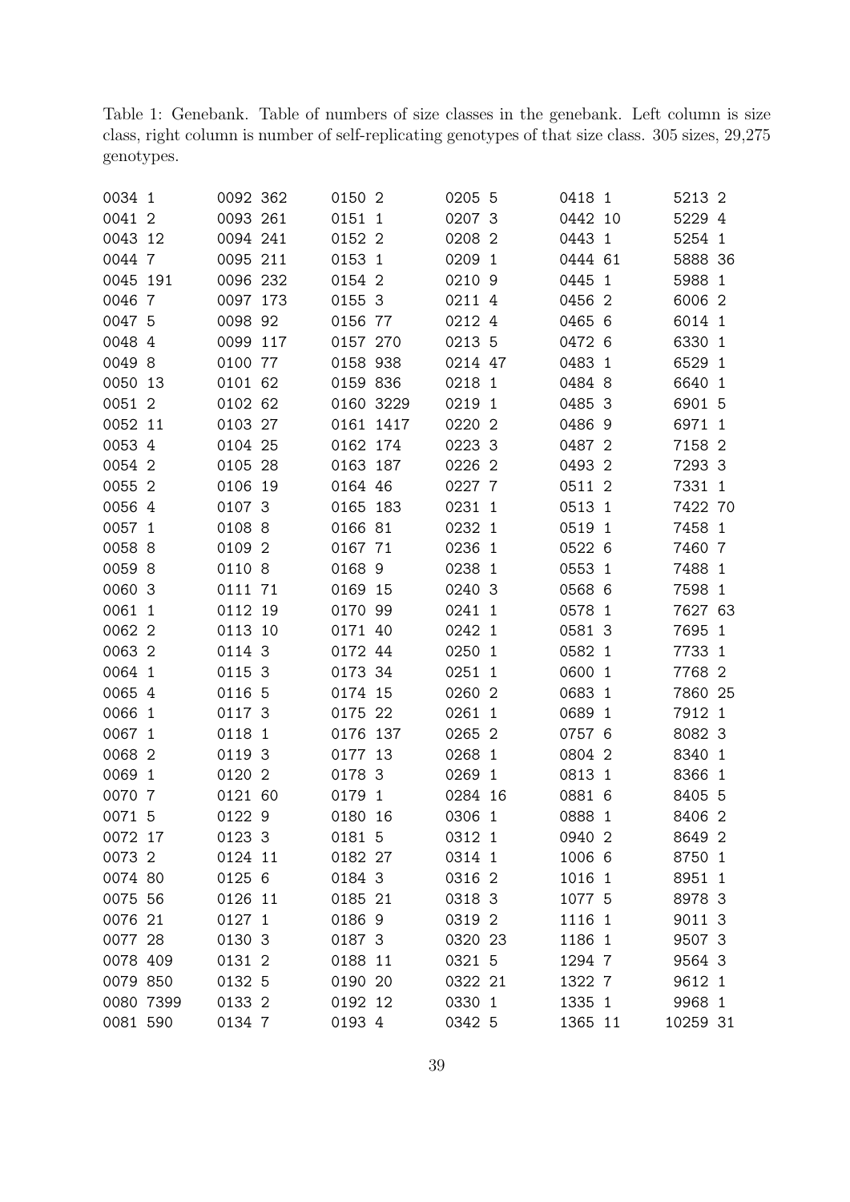Table 1: Genebank. Table of numbers of size classes in the genebank. Left column is size class, right column is number of self-replicating genotypes of that size class. 305 sizes, 29,275 genotypes.

| | | | | | | | | | | | |
|---|---|---|---|---|---|---|---|---|---|---|---|
| 0034 | 1 | 0092 | 362 | 0150 | 2 | 0205 | 5 | 0418 | 1 | 5213 | 2 |
| 0041 | 2 | 0093 | 261 | 0151 | 1 | 0207 | 3 | 0442 | 10 | 5229 | 4 |
| 0043 | 12 | 0094 | 241 | 0152 | 2 | 0208 | 2 | 0443 | 1 | 5254 | 1 |
| 0044 | 7 | 0095 | 211 | 0153 | 1 | 0209 | 1 | 0444 | 61 | 5888 | 36 |
| 0045 | 191 | 0096 | 232 | 0154 | 2 | 0210 | 9 | 0445 | 1 | 5988 | 1 |
| 0046 | 7 | 0097 | 173 | 0155 | 3 | 0211 | 4 | 0456 | 2 | 6006 | 2 |
| 0047 | 5 | 0098 | 92 | 0156 | 77 | 0212 | 4 | 0465 | 6 | 6014 | 1 |
| 0048 | 4 | 0099 | 117 | 0157 | 270 | 0213 | 5 | 0472 | 6 | 6330 | 1 |
| 0049 | 8 | 0100 | 77 | 0158 | 938 | 0214 | 47 | 0483 | 1 | 6529 | 1 |
| 0050 | 13 | 0101 | 62 | 0159 | 836 | 0218 | 1 | 0484 | 8 | 6640 | 1 |
| 0051 | 2 | 0102 | 62 | 0160 | 3229 | 0219 | 1 | 0485 | 3 | 6901 | 5 |
| 0052 | 11 | 0103 | 27 | 0161 | 1417 | 0220 | 2 | 0486 | 9 | 6971 | 1 |
| 0053 | 4 | 0104 | 25 | 0162 | 174 | 0223 | 3 | 0487 | 2 | 7158 | 2 |
| 0054 | 2 | 0105 | 28 | 0163 | 187 | 0226 | 2 | 0493 | 2 | 7293 | 3 |
| 0055 | 2 | 0106 | 19 | 0164 | 46 | 0227 | 7 | 0511 | 2 | 7331 | 1 |
| 0056 | 4 | 0107 | 3 | 0165 | 183 | 0231 | 1 | 0513 | 1 | 7422 | 70 |
| 0057 | 1 | 0108 | 8 | 0166 | 81 | 0232 | 1 | 0519 | 1 | 7458 | 1 |
| 0058 | 8 | 0109 | 2 | 0167 | 71 | 0236 | 1 | 0522 | 6 | 7460 | 7 |
| 0059 | 8 | 0110 | 8 | 0168 | 9 | 0238 | 1 | 0553 | 1 | 7488 | 1 |
| 0060 | 3 | 0111 | 71 | 0169 | 15 | 0240 | 3 | 0568 | 6 | 7598 | 1 |
| 0061 | 1 | 0112 | 19 | 0170 | 99 | 0241 | 1 | 0578 | 1 | 7627 | 63 |
| 0062 | 2 | 0113 | 10 | 0171 | 40 | 0242 | 1 | 0581 | 3 | 7695 | 1 |
| 0063 | 2 | 0114 | 3 | 0172 | 44 | 0250 | 1 | 0582 | 1 | 7733 | 1 |
| 0064 | 1 | 0115 | 3 | 0173 | 34 | 0251 | 1 | 0600 | 1 | 7768 | 2 |
| 0065 | 4 | 0116 | 5 | 0174 | 15 | 0260 | 2 | 0683 | 1 | 7860 | 25 |
| 0066 | 1 | 0117 | 3 | 0175 | 22 | 0261 | 1 | 0689 | 1 | 7912 | 1 |
| 0067 | 1 | 0118 | 1 | 0176 | 137 | 0265 | 2 | 0757 | 6 | 8082 | 3 |
| 0068 | 2 | 0119 | 3 | 0177 | 13 | 0268 | 1 | 0804 | 2 | 8340 | 1 |
| 0069 | 1 | 0120 | 2 | 0178 | 3 | 0269 | 1 | 0813 | 1 | 8366 | 1 |
| 0070 | 7 | 0121 | 60 | 0179 | 1 | 0284 | 16 | 0881 | 6 | 8405 | 5 |
| 0071 | 5 | 0122 | 9 | 0180 | 16 | 0306 | 1 | 0888 | 1 | 8406 | 2 |
| 0072 | 17 | 0123 | 3 | 0181 | 5 | 0312 | 1 | 0940 | 2 | 8649 | 2 |
| 0073 | 2 | 0124 | 11 | 0182 | 27 | 0314 | 1 | 1006 | 6 | 8750 | 1 |
| 0074 | 80 | 0125 | 6 | 0184 | 3 | 0316 | 2 | 1016 | 1 | 8951 | 1 |
| 0075 | 56 | 0126 | 11 | 0185 | 21 | 0318 | 3 | 1077 | 5 | 8978 | 3 |
| 0076 | 21 | 0127 | 1 | 0186 | 9 | 0319 | 2 | 1116 | 1 | 9011 | 3 |
| 0077 | 28 | 0130 | 3 | 0187 | 3 | 0320 | 23 | 1186 | 1 | 9507 | 3 |
| 0078 | 409 | 0131 | 2 | 0188 | 11 | 0321 | 5 | 1294 | 7 | 9564 | 3 |
| 0079 | 850 | 0132 | 5 | 0190 | 20 | 0322 | 21 | 1322 | 7 | 9612 | 1 |
| 0080 | 7399 | 0133 | 2 | 0192 | 12 | 0330 | 1 | 1335 | 1 | 9968 | 1 |
| 0081 | 590 | 0134 | 7 | 0193 | 4 | 0342 | 5 | 1365 | 11 | 10259 | 31 |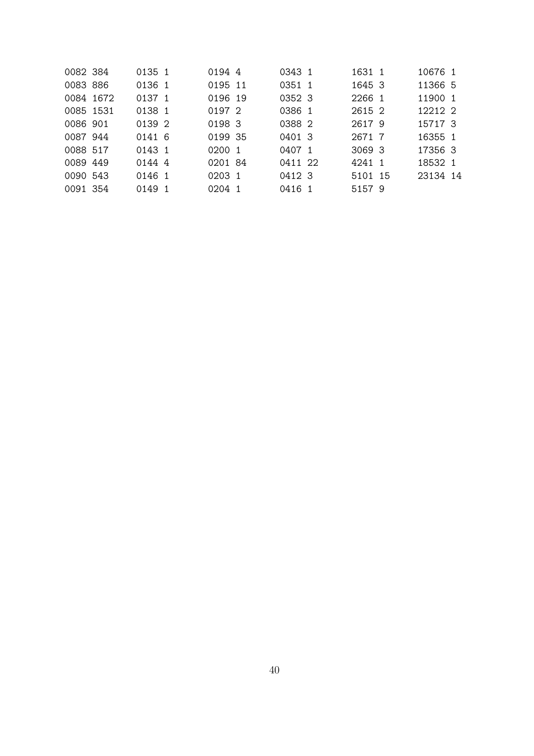```
0082 384     0135 1     0194 4     0343 1     1631 1     10676 1
0083 886     0136 1     0195 11    0351 1     1645 3     11366 5
0084 1672    0137 1     0196 19    0352 3     2266 1     11900 1
0085 1531    0138 1     0197 2     0386 1     2615 2     12212 2
0086 901     0139 2     0198 3     0388 2     2617 9     15717 3
0087 944     0141 6     0199 35    0401 3     2671 7     16355 1
0088 517     0143 1     0200 1     0407 1     3069 3     17356 3
0089 449     0144 4     0201 84    0411 22    4241 1     18532 1
0090 543     0146 1     0203 1     0412 3     5101 15    23134 14
0091 354     0149 1     0204 1     0416 1     5157 9
```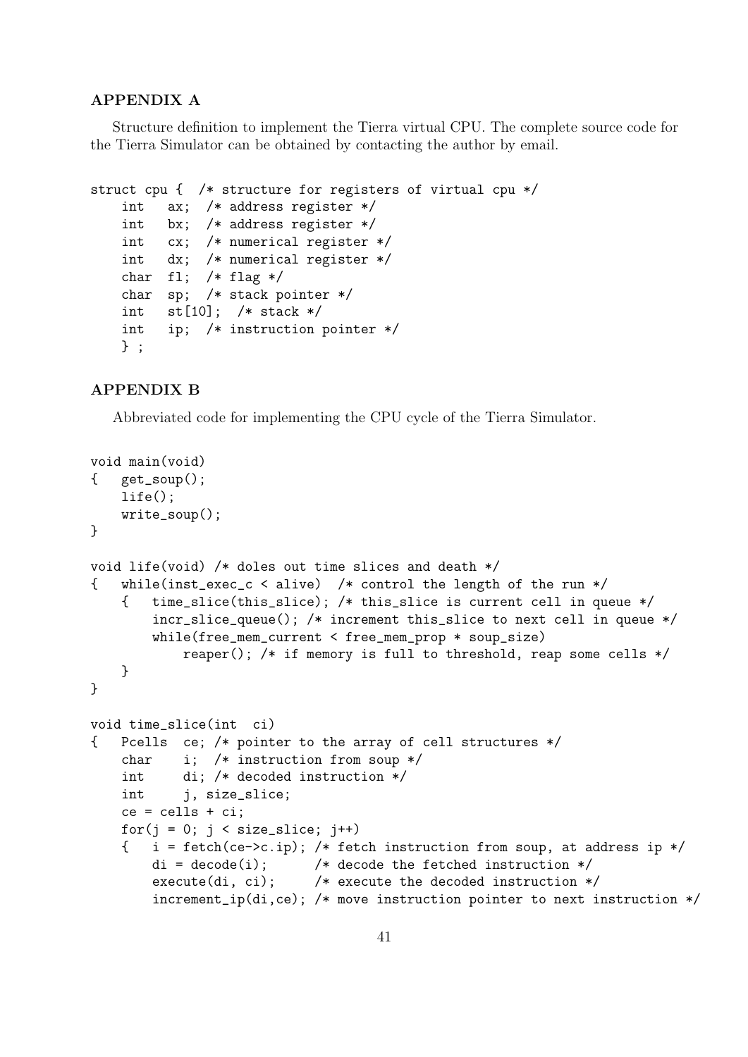**APPENDIX A**

Structure definition to implement the Tierra virtual CPU. The complete source code for the Tierra Simulator can be obtained by contacting the author by email.

```
struct cpu {  /* structure for registers of virtual cpu */
    int   ax;  /* address register */
    int   bx;  /* address register */
    int   cx;  /* numerical register */
    int   dx;  /* numerical register */
    char  fl;  /* flag */
    char  sp;  /* stack pointer */
    int   st[10];  /* stack */
    int   ip;  /* instruction pointer */
    } ;
```

**APPENDIX B**

Abbreviated code for implementing the CPU cycle of the Tierra Simulator.

```
void main(void)
{   get_soup();
    life();
    write_soup();
}

void life(void) /* doles out time slices and death */
{   while(inst_exec_c < alive)  /* control the length of the run */
    {   time_slice(this_slice); /* this_slice is current cell in queue */
        incr_slice_queue(); /* increment this_slice to next cell in queue */
        while(free_mem_current < free_mem_prop * soup_size)
            reaper(); /* if memory is full to threshold, reap some cells */
    }
}

void time_slice(int  ci)
{   Pcells  ce; /* pointer to the array of cell structures */
    char    i;  /* instruction from soup */
    int     di; /* decoded instruction */
    int     j, size_slice;
    ce = cells + ci;
    for(j = 0; j < size_slice; j++)
    {   i = fetch(ce->c.ip); /* fetch instruction from soup, at address ip */
        di = decode(i);      /* decode the fetched instruction */
        execute(di, ci);     /* execute the decoded instruction */
        increment_ip(di,ce); /* move instruction pointer to next instruction */
```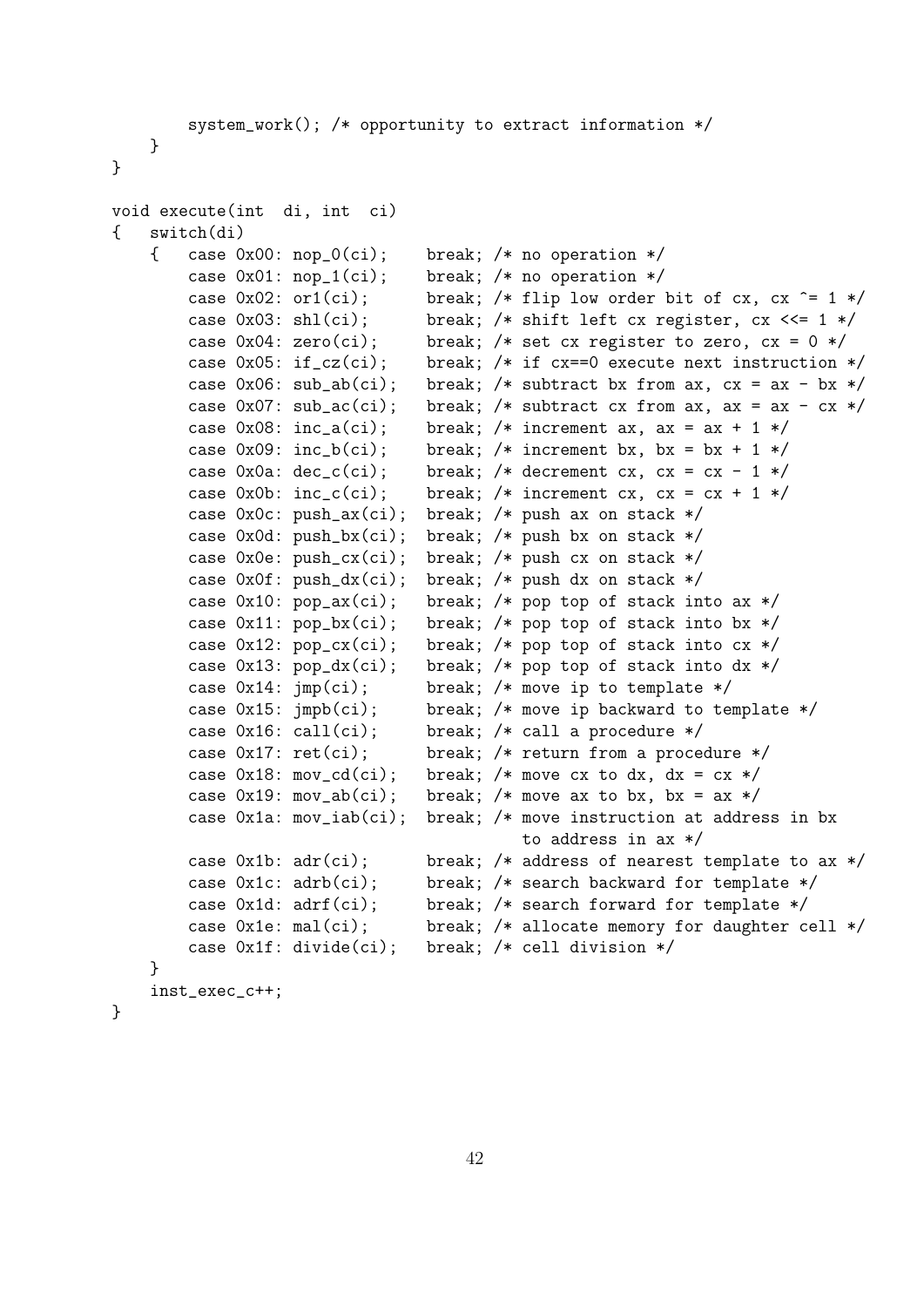```
        system_work(); /* opportunity to extract information */
    }
}

void execute(int  di, int  ci)
{   switch(di)
    {   case 0x00: nop_0(ci);    break; /* no operation */
        case 0x01: nop_1(ci);    break; /* no operation */
        case 0x02: or1(ci);      break; /* flip low order bit of cx, cx ^= 1 */
        case 0x03: shl(ci);      break; /* shift left cx register, cx <<= 1 */
        case 0x04: zero(ci);     break; /* set cx register to zero, cx = 0 */
        case 0x05: if_cz(ci);    break; /* if cx==0 execute next instruction */
        case 0x06: sub_ab(ci);   break; /* subtract bx from ax, cx = ax - bx */
        case 0x07: sub_ac(ci);   break; /* subtract cx from ax, ax = ax - cx */
        case 0x08: inc_a(ci);    break; /* increment ax, ax = ax + 1 */
        case 0x09: inc_b(ci);    break; /* increment bx, bx = bx + 1 */
        case 0x0a: dec_c(ci);    break; /* decrement cx, cx = cx - 1 */
        case 0x0b: inc_c(ci);    break; /* increment cx, cx = cx + 1 */
        case 0x0c: push_ax(ci);  break; /* push ax on stack */
        case 0x0d: push_bx(ci);  break; /* push bx on stack */
        case 0x0e: push_cx(ci);  break; /* push cx on stack */
        case 0x0f: push_dx(ci);  break; /* push dx on stack */
        case 0x10: pop_ax(ci);   break; /* pop top of stack into ax */
        case 0x11: pop_bx(ci);   break; /* pop top of stack into bx */
        case 0x12: pop_cx(ci);   break; /* pop top of stack into cx */
        case 0x13: pop_dx(ci);   break; /* pop top of stack into dx */
        case 0x14: jmp(ci);      break; /* move ip to template */
        case 0x15: jmpb(ci);     break; /* move ip backward to template */
        case 0x16: call(ci);     break; /* call a procedure */
        case 0x17: ret(ci);      break; /* return from a procedure */
        case 0x18: mov_cd(ci);   break; /* move cx to dx, dx = cx */
        case 0x19: mov_ab(ci);   break; /* move ax to bx, bx = ax */
        case 0x1a: mov_iab(ci);  break; /* move instruction at address in bx
                                           to address in ax */
        case 0x1b: adr(ci);      break; /* address of nearest template to ax */
        case 0x1c: adrb(ci);     break; /* search backward for template */
        case 0x1d: adrf(ci);     break; /* search forward for template */
        case 0x1e: mal(ci);      break; /* allocate memory for daughter cell */
        case 0x1f: divide(ci);   break; /* cell division */
    }
    inst_exec_c++;
}
```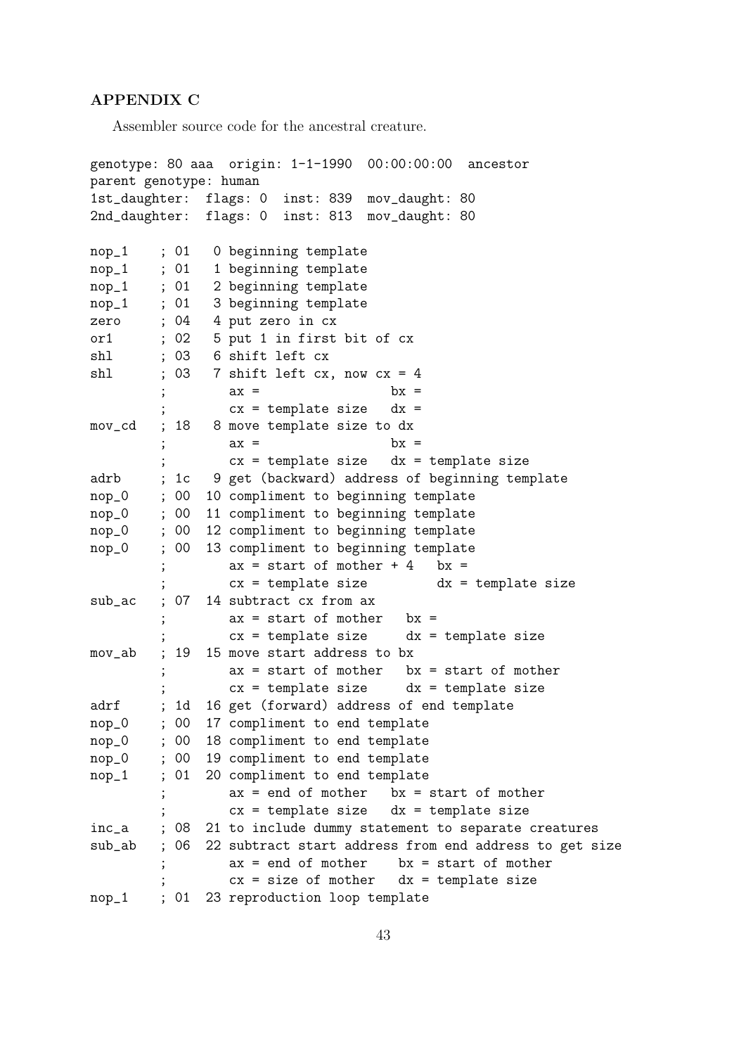### APPENDIX C

Assembler source code for the ancestral creature.

```
genotype: 80 aaa  origin: 1-1-1990  00:00:00:00  ancestor
parent genotype: human
1st_daughter:  flags: 0  inst: 839  mov_daught: 80
2nd_daughter:  flags: 0  inst: 813  mov_daught: 80

nop_1    ; 01   0 beginning template
nop_1    ; 01   1 beginning template
nop_1    ; 01   2 beginning template
nop_1    ; 01   3 beginning template
zero     ; 04   4 put zero in cx
or1      ; 02   5 put 1 in first bit of cx
shl      ; 03   6 shift left cx
shl      ; 03   7 shift left cx, now cx = 4
         ;        ax =                bx =
         ;        cx = template size   dx =
mov_cd   ; 18   8 move template size to dx
         ;        ax =                bx =
         ;        cx = template size   dx = template size
adrb     ; 1c   9 get (backward) address of beginning template
nop_0    ; 00  10 compliment to beginning template
nop_0    ; 00  11 compliment to beginning template
nop_0    ; 00  12 compliment to beginning template
nop_0    ; 00  13 compliment to beginning template
         ;        ax = start of mother + 4   bx =
         ;        cx = template size         dx = template size
sub_ac   ; 07  14 subtract cx from ax
         ;        ax = start of mother   bx =
         ;        cx = template size     dx = template size
mov_ab   ; 19  15 move start address to bx
         ;        ax = start of mother   bx = start of mother
         ;        cx = template size     dx = template size
adrf     ; 1d  16 get (forward) address of end template
nop_0    ; 00  17 compliment to end template
nop_0    ; 00  18 compliment to end template
nop_0    ; 00  19 compliment to end template
nop_1    ; 01  20 compliment to end template
         ;        ax = end of mother   bx = start of mother
         ;        cx = template size   dx = template size
inc_a    ; 08  21 to include dummy statement to separate creatures
sub_ab   ; 06  22 subtract start address from end address to get size
         ;        ax = end of mother    bx = start of mother
         ;        cx = size of mother   dx = template size
nop_1    ; 01  23 reproduction loop template
```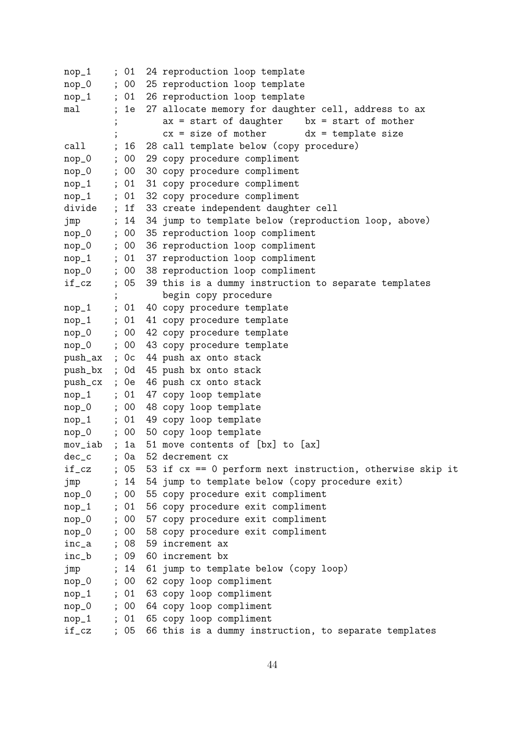```
nop_1    ; 01  24 reproduction loop template
nop_0    ; 00  25 reproduction loop template
nop_1    ; 01  26 reproduction loop template
mal      ; 1e  27 allocate memory for daughter cell, address to ax
         ;        ax = start of daughter    bx = start of mother
         ;        cx = size of mother       dx = template size
call     ; 16  28 call template below (copy procedure)
nop_0    ; 00  29 copy procedure compliment
nop_0    ; 00  30 copy procedure compliment
nop_1    ; 01  31 copy procedure compliment
nop_1    ; 01  32 copy procedure compliment
divide   ; 1f  33 create independent daughter cell
jmp      ; 14  34 jump to template below (reproduction loop, above)
nop_0    ; 00  35 reproduction loop compliment
nop_0    ; 00  36 reproduction loop compliment
nop_1    ; 01  37 reproduction loop compliment
nop_0    ; 00  38 reproduction loop compliment
if_cz    ; 05  39 this is a dummy instruction to separate templates
         ;        begin copy procedure
nop_1    ; 01  40 copy procedure template
nop_1    ; 01  41 copy procedure template
nop_0    ; 00  42 copy procedure template
nop_0    ; 00  43 copy procedure template
push_ax  ; 0c  44 push ax onto stack
push_bx  ; 0d  45 push bx onto stack
push_cx  ; 0e  46 push cx onto stack
nop_1    ; 01  47 copy loop template
nop_0    ; 00  48 copy loop template
nop_1    ; 01  49 copy loop template
nop_0    ; 00  50 copy loop template
mov_iab  ; 1a  51 move contents of [bx] to [ax]
dec_c    ; 0a  52 decrement cx
if_cz    ; 05  53 if cx == 0 perform next instruction, otherwise skip it
jmp      ; 14  54 jump to template below (copy procedure exit)
nop_0    ; 00  55 copy procedure exit compliment
nop_1    ; 01  56 copy procedure exit compliment
nop_0    ; 00  57 copy procedure exit compliment
nop_0    ; 00  58 copy procedure exit compliment
inc_a    ; 08  59 increment ax
inc_b    ; 09  60 increment bx
jmp      ; 14  61 jump to template below (copy loop)
nop_0    ; 00  62 copy loop compliment
nop_1    ; 01  63 copy loop compliment
nop_0    ; 00  64 copy loop compliment
nop_1    ; 01  65 copy loop compliment
if_cz    ; 05  66 this is a dummy instruction, to separate templates
```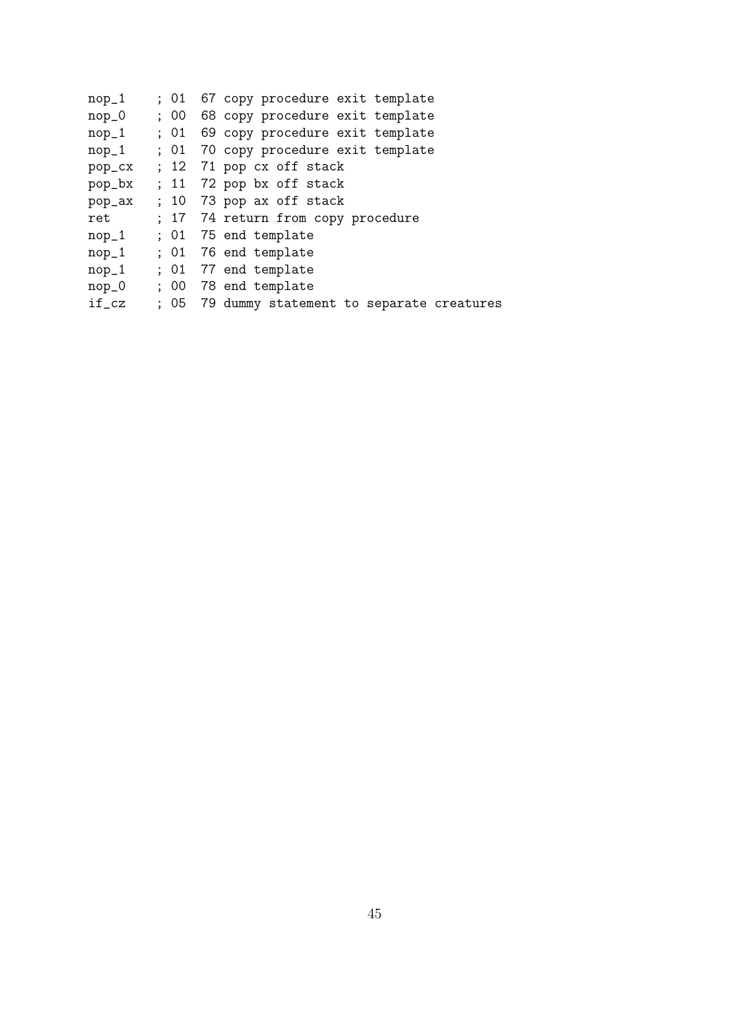```
nop_1    ; 01  67 copy procedure exit template
nop_0    ; 00  68 copy procedure exit template
nop_1    ; 01  69 copy procedure exit template
nop_1    ; 01  70 copy procedure exit template
pop_cx   ; 12  71 pop cx off stack
pop_bx   ; 11  72 pop bx off stack
pop_ax   ; 10  73 pop ax off stack
ret      ; 17  74 return from copy procedure
nop_1    ; 01  75 end template
nop_1    ; 01  76 end template
nop_1    ; 01  77 end template
nop_0    ; 00  78 end template
if_cz    ; 05  79 dummy statement to separate creatures
```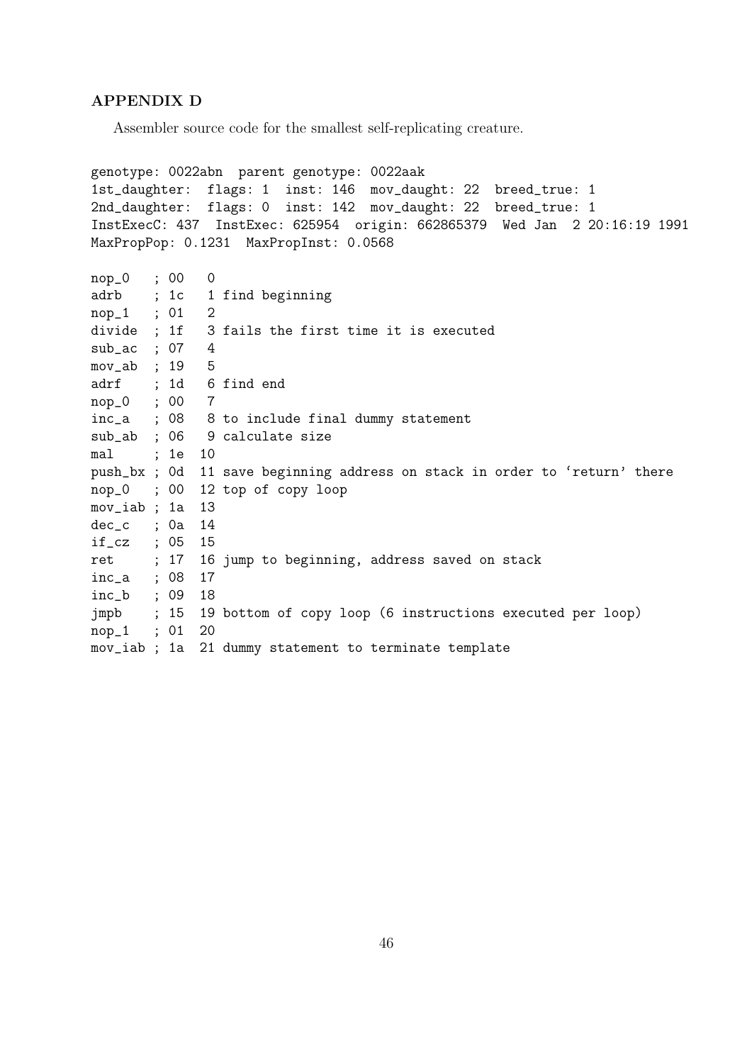## APPENDIX D

Assembler source code for the smallest self-replicating creature.

```
genotype: 0022abn  parent genotype: 0022aak
1st_daughter:  flags: 1  inst: 146  mov_daught: 22  breed_true: 1
2nd_daughter:  flags: 0  inst: 142  mov_daught: 22  breed_true: 1
InstExecC: 437  InstExec: 625954  origin: 662865379  Wed Jan  2 20:16:19 1991
MaxPropPop: 0.1231  MaxPropInst: 0.0568

nop_0   ; 00   0
adrb    ; 1c   1 find beginning
nop_1   ; 01   2
divide  ; 1f   3 fails the first time it is executed
sub_ac  ; 07   4
mov_ab  ; 19   5
adrf    ; 1d   6 find end
nop_0   ; 00   7
inc_a   ; 08   8 to include final dummy statement
sub_ab  ; 06   9 calculate size
mal     ; 1e  10
push_bx ; 0d  11 save beginning address on stack in order to 'return' there
nop_0   ; 00  12 top of copy loop
mov_iab ; 1a  13
dec_c   ; 0a  14
if_cz   ; 05  15
ret     ; 17  16 jump to beginning, address saved on stack
inc_a   ; 08  17
inc_b   ; 09  18
jmpb    ; 15  19 bottom of copy loop (6 instructions executed per loop)
nop_1   ; 01  20
mov_iab ; 1a  21 dummy statement to terminate template
```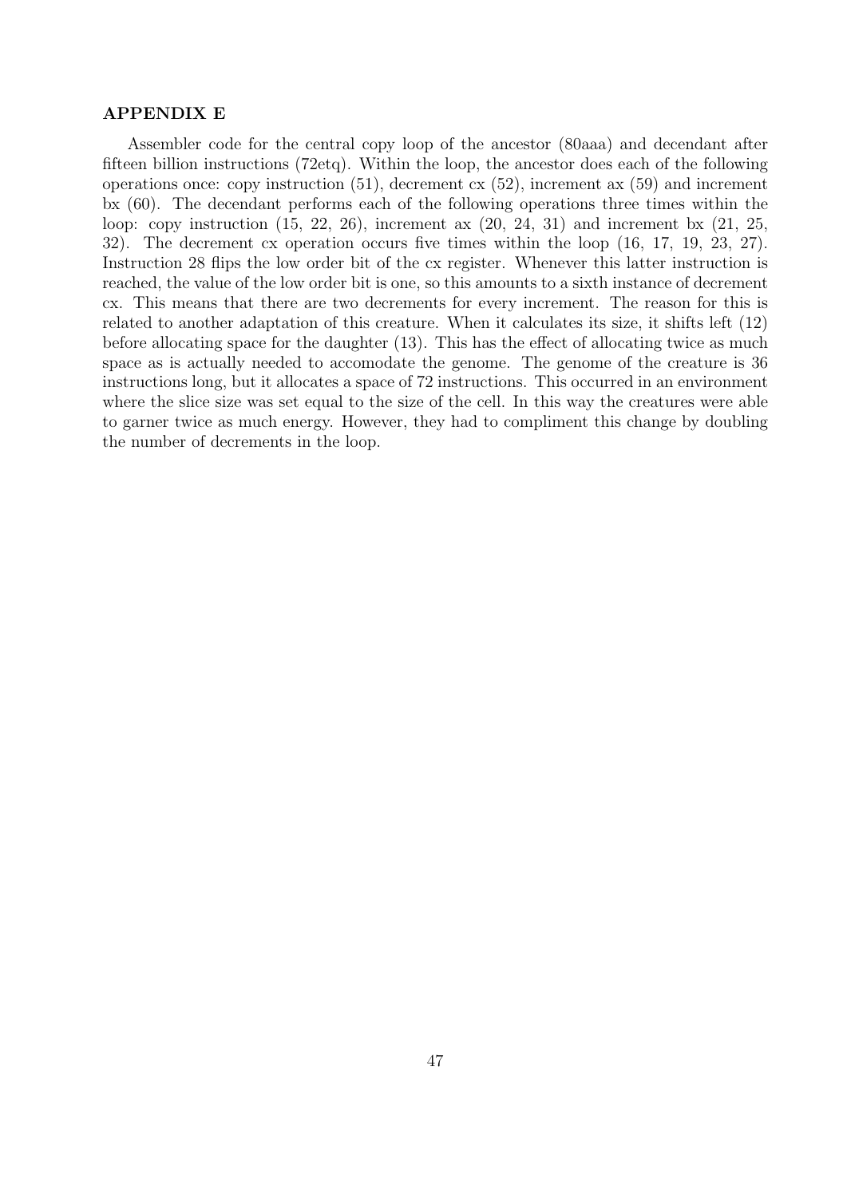**APPENDIX E**

Assembler code for the central copy loop of the ancestor (80aaa) and decendant after fifteen billion instructions (72etq). Within the loop, the ancestor does each of the following operations once: copy instruction (51), decrement cx (52), increment ax (59) and increment bx (60). The decendant performs each of the following operations three times within the loop: copy instruction (15, 22, 26), increment ax (20, 24, 31) and increment bx (21, 25, 32). The decrement cx operation occurs five times within the loop (16, 17, 19, 23, 27). Instruction 28 flips the low order bit of the cx register. Whenever this latter instruction is reached, the value of the low order bit is one, so this amounts to a sixth instance of decrement cx. This means that there are two decrements for every increment. The reason for this is related to another adaptation of this creature. When it calculates its size, it shifts left (12) before allocating space for the daughter (13). This has the effect of allocating twice as much space as is actually needed to accomodate the genome. The genome of the creature is 36 instructions long, but it allocates a space of 72 instructions. This occurred in an environment where the slice size was set equal to the size of the cell. In this way the creatures were able to garner twice as much energy. However, they had to compliment this change by doubling the number of decrements in the loop.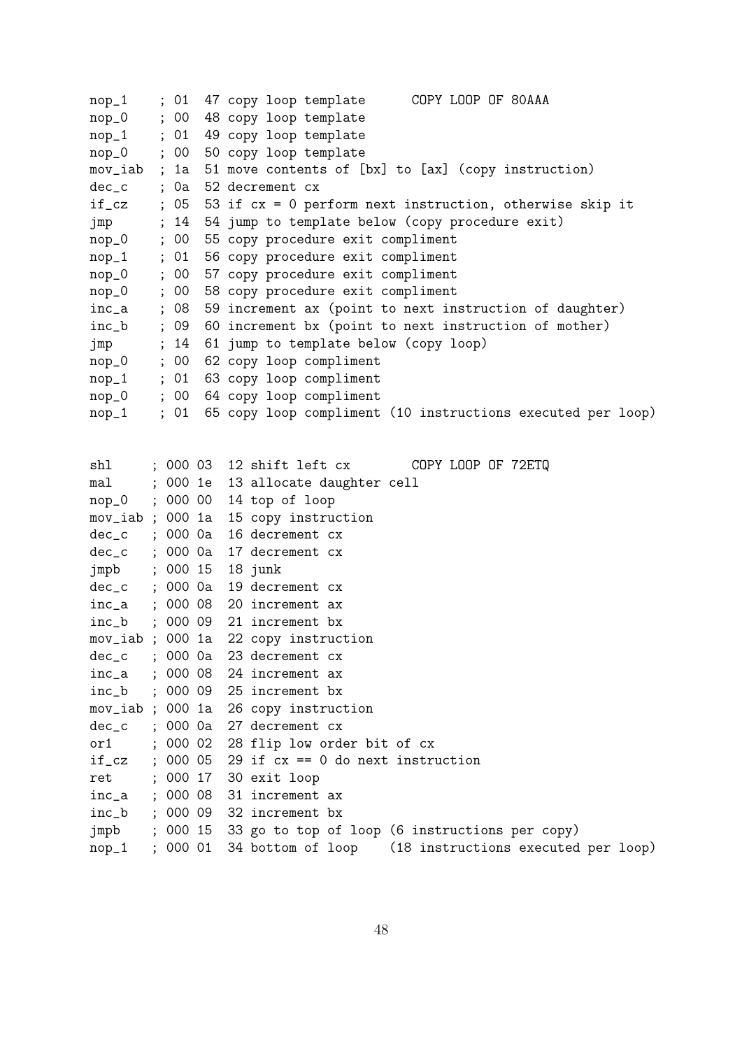```
nop_1    ; 01  47 copy loop template      COPY LOOP OF 80AAA
nop_0    ; 00  48 copy loop template
nop_1    ; 01  49 copy loop template
nop_0    ; 00  50 copy loop template
mov_iab  ; 1a  51 move contents of [bx] to [ax] (copy instruction)
dec_c    ; 0a  52 decrement cx
if_cz    ; 05  53 if cx = 0 perform next instruction, otherwise skip it
jmp      ; 14  54 jump to template below (copy procedure exit)
nop_0    ; 00  55 copy procedure exit compliment
nop_1    ; 01  56 copy procedure exit compliment
nop_0    ; 00  57 copy procedure exit compliment
nop_0    ; 00  58 copy procedure exit compliment
inc_a    ; 08  59 increment ax (point to next instruction of daughter)
inc_b    ; 09  60 increment bx (point to next instruction of mother)
jmp      ; 14  61 jump to template below (copy loop)
nop_0    ; 00  62 copy loop compliment
nop_1    ; 01  63 copy loop compliment
nop_0    ; 00  64 copy loop compliment
nop_1    ; 01  65 copy loop compliment (10 instructions executed per loop)
```

```
shl     ; 000 03  12 shift left cx        COPY LOOP OF 72ETQ
mal     ; 000 1e  13 allocate daughter cell
nop_0   ; 000 00  14 top of loop
mov_iab ; 000 1a  15 copy instruction
dec_c   ; 000 0a  16 decrement cx
dec_c   ; 000 0a  17 decrement cx
jmpb    ; 000 15  18 junk
dec_c   ; 000 0a  19 decrement cx
inc_a   ; 000 08  20 increment ax
inc_b   ; 000 09  21 increment bx
mov_iab ; 000 1a  22 copy instruction
dec_c   ; 000 0a  23 decrement cx
inc_a   ; 000 08  24 increment ax
inc_b   ; 000 09  25 increment bx
mov_iab ; 000 1a  26 copy instruction
dec_c   ; 000 0a  27 decrement cx
or1     ; 000 02  28 flip low order bit of cx
if_cz   ; 000 05  29 if cx == 0 do next instruction
ret     ; 000 17  30 exit loop
inc_a   ; 000 08  31 increment ax
inc_b   ; 000 09  32 increment bx
jmpb    ; 000 15  33 go to top of loop (6 instructions per copy)
nop_1   ; 000 01  34 bottom of loop    (18 instructions executed per loop)
```